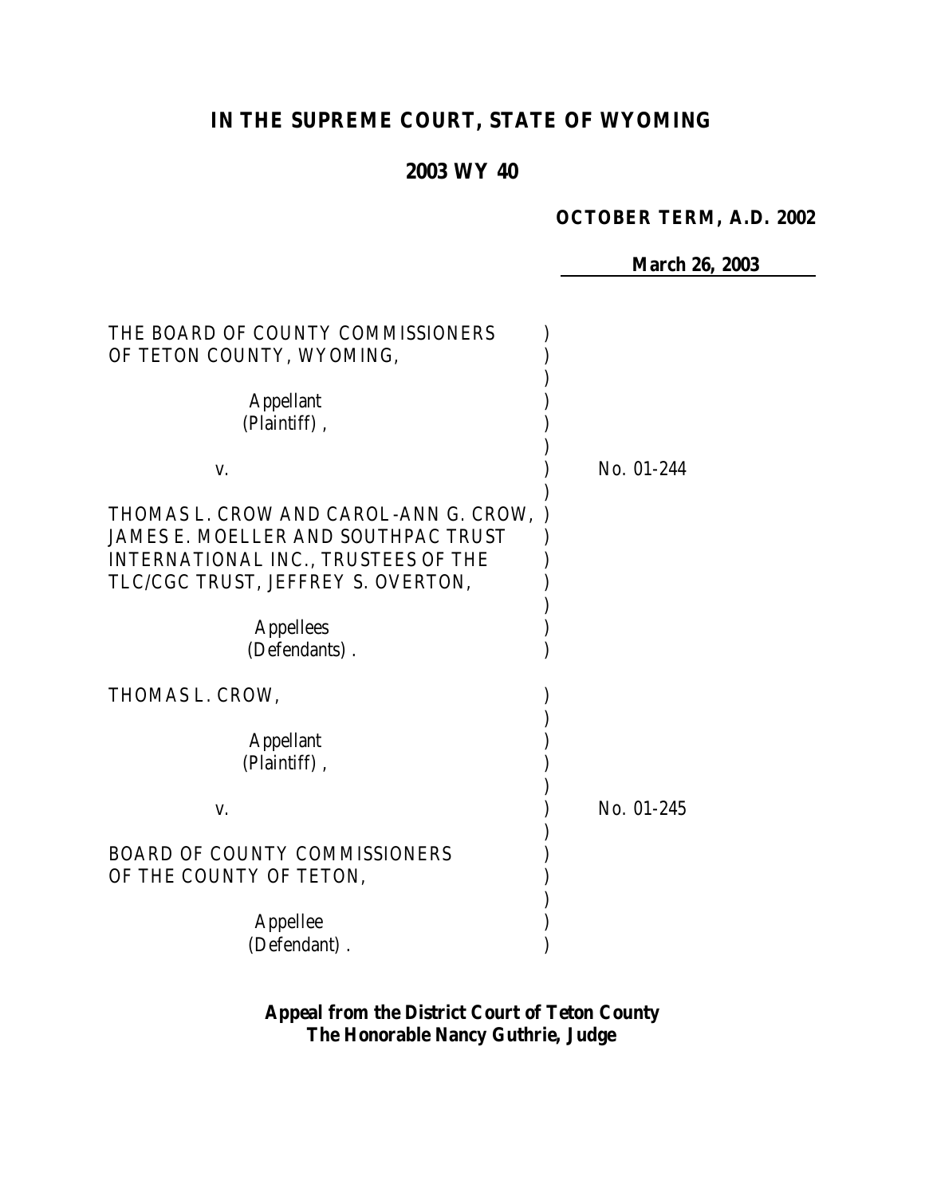# IN THE SUPREME COURT, STATE OF WYOMING

## 2003 WY 40

**OCTOBER TERM, A.D. 2002**

**March 26, 2003**

THE BOARD OF COUNTY COMMISSIONERS OF TETON COUNTY, WYOMING,

Appellant (Plaintiff),

v. — No. 01-244

THOMAS L. CROW AND CAROL-ANN G. CROW, JAMES E. MOELLER AND SOUTHPAC TRUST INTERNATIONAL INC., TRUSTEES OF THE TLC/CGC TRUST, JEFFREY S. OVERTON,

Appellees (Defendants).

THOMAS L. CROW,

Appellant (Plaintiff),

v. — No. 01-245

BOARD OF COUNTY COMMISSIONERS OF THE COUNTY OF TETON,

Appellee (Defendant).

**Appeal from the District Court of Teton County**
**The Honorable Nancy Guthrie, Judge**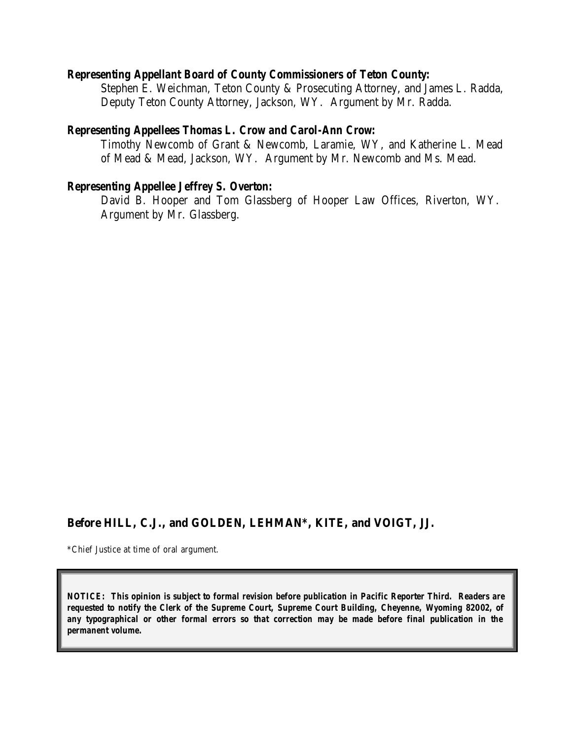**Representing Appellant Board of County Commissioners of Teton County:**

Stephen E. Weichman, Teton County & Prosecuting Attorney, and James L. Radda, Deputy Teton County Attorney, Jackson, WY. Argument by Mr. Radda.

**Representing Appellees Thomas L. Crow and Carol-Ann Crow:**

Timothy Newcomb of Grant & Newcomb, Laramie, WY, and Katherine L. Mead of Mead & Mead, Jackson, WY. Argument by Mr. Newcomb and Ms. Mead.

**Representing Appellee Jeffrey S. Overton:**

David B. Hooper and Tom Glassberg of Hooper Law Offices, Riverton, WY. Argument by Mr. Glassberg.

**Before HILL, C.J., and GOLDEN, LEHMAN\*, KITE, and VOIGT, JJ.**

\*Chief Justice at time of oral argument.

**NOTICE: This opinion is subject to formal revision before publication in Pacific Reporter Third. Readers are requested to notify the Clerk of the Supreme Court, Supreme Court Building, Cheyenne, Wyoming 82002, of any typographical or other formal errors so that correction may be made before final publication in the permanent volume.**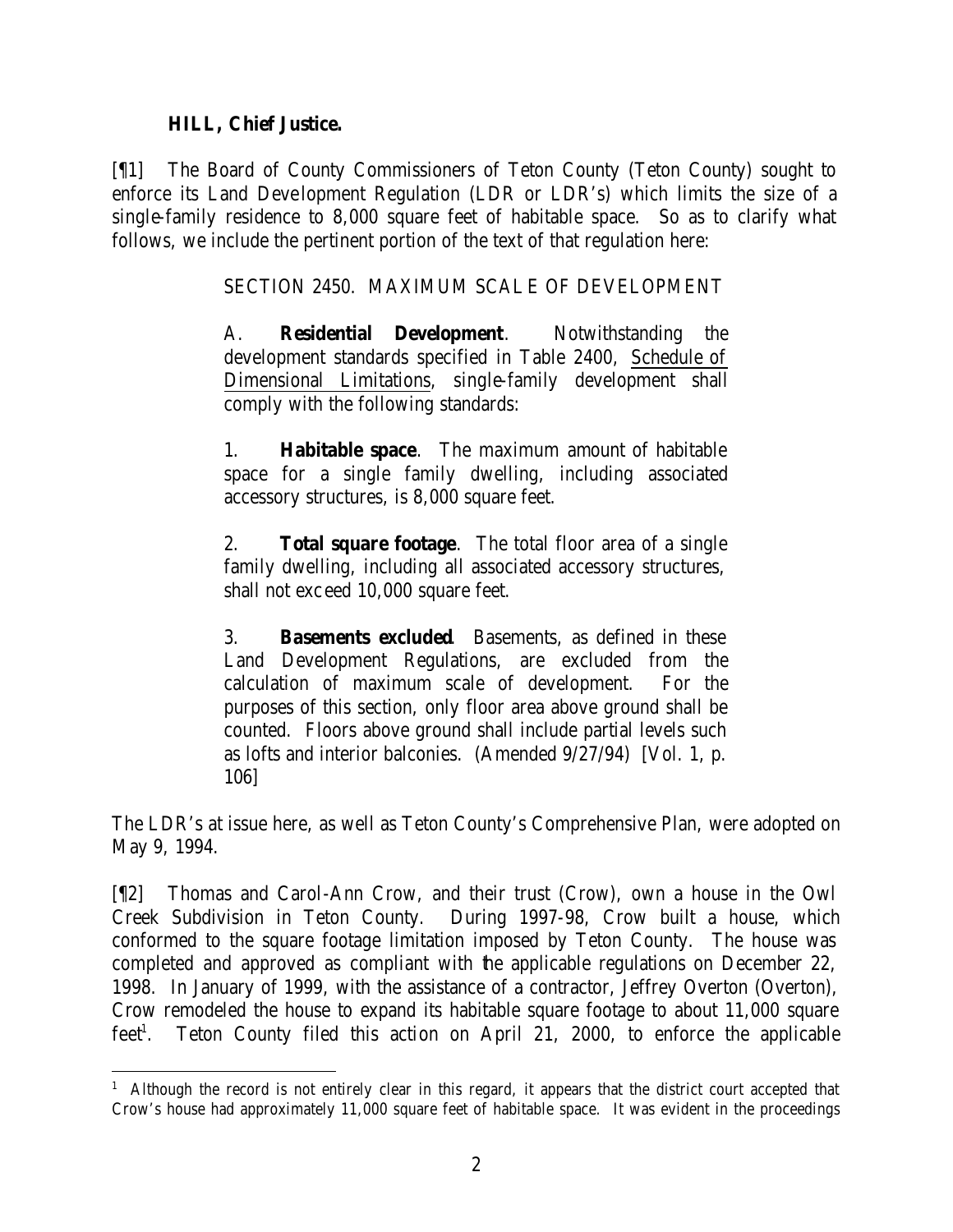**HILL, Chief Justice.**

[¶1] The Board of County Commissioners of Teton County (Teton County) sought to enforce its Land Development Regulation (LDR or LDR's) which limits the size of a single-family residence to 8,000 square feet of habitable space. So as to clarify what follows, we include the pertinent portion of the text of that regulation here:

> SECTION 2450. MAXIMUM SCALE OF DEVELOPMENT
>
> A. **Residential Development**. Notwithstanding the development standards specified in Table 2400, Schedule of Dimensional Limitations, single-family development shall comply with the following standards:
>
> 1. **Habitable space**. The maximum amount of habitable space for a single family dwelling, including associated accessory structures, is 8,000 square feet.
>
> 2. **Total square footage**. The total floor area of a single family dwelling, including all associated accessory structures, shall not exceed 10,000 square feet.
>
> 3. **Basements excluded**. Basements, as defined in these Land Development Regulations, are excluded from the calculation of maximum scale of development. For the purposes of this section, only floor area above ground shall be counted. Floors above ground shall include partial levels such as lofts and interior balconies. (Amended 9/27/94) [Vol. 1, p. 106]

The LDR's at issue here, as well as Teton County's Comprehensive Plan, were adopted on May 9, 1994.

[¶2] Thomas and Carol-Ann Crow, and their trust (Crow), own a house in the Owl Creek Subdivision in Teton County. During 1997-98, Crow built a house, which conformed to the square footage limitation imposed by Teton County. The house was completed and approved as compliant with the applicable regulations on December 22, 1998. In January of 1999, with the assistance of a contractor, Jeffrey Overton (Overton), Crow remodeled the house to expand its habitable square footage to about 11,000 square feet[1]. Teton County filed this action on April 21, 2000, to enforce the applicable

---

[1] Although the record is not entirely clear in this regard, it appears that the district court accepted that Crow's house had approximately 11,000 square feet of habitable space. It was evident in the proceedings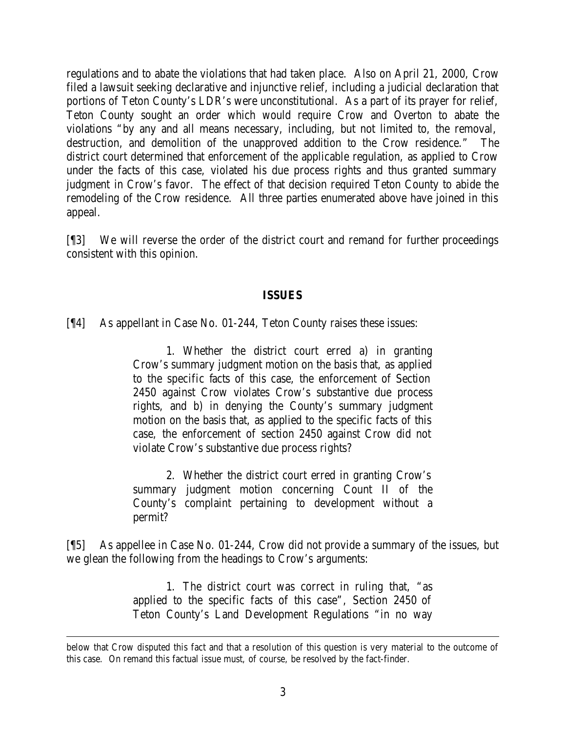regulations and to abate the violations that had taken place. Also on April 21, 2000, Crow filed a lawsuit seeking declarative and injunctive relief, including a judicial declaration that portions of Teton County's LDR's were unconstitutional. As a part of its prayer for relief, Teton County sought an order which would require Crow and Overton to abate the violations "by any and all means necessary, including, but not limited to, the removal, destruction, and demolition of the unapproved addition to the Crow residence." The district court determined that enforcement of the applicable regulation, as applied to Crow under the facts of this case, violated his due process rights and thus granted summary judgment in Crow's favor. The effect of that decision required Teton County to abide the remodeling of the Crow residence. All three parties enumerated above have joined in this appeal.

[¶3] We will reverse the order of the district court and remand for further proceedings consistent with this opinion.

## ISSUES

[¶4] As appellant in Case No. 01-244, Teton County raises these issues:

> 1. Whether the district court erred a) in granting Crow's summary judgment motion on the basis that, as applied to the specific facts of this case, the enforcement of Section 2450 against Crow violates Crow's substantive due process rights, and b) in denying the County's summary judgment motion on the basis that, as applied to the specific facts of this case, the enforcement of section 2450 against Crow did not violate Crow's substantive due process rights?
>
> 2. Whether the district court erred in granting Crow's summary judgment motion concerning Count II of the County's complaint pertaining to development without a permit?

[¶5] As appellee in Case No. 01-244, Crow did not provide a summary of the issues, but we glean the following from the headings to Crow's arguments:

> 1. The district court was correct in ruling that, "as applied to the specific facts of this case", Section 2450 of Teton County's Land Development Regulations "in no way

below that Crow disputed this fact and that a resolution of this question is very material to the outcome of this case. On remand this factual issue must, of course, be resolved by the fact-finder.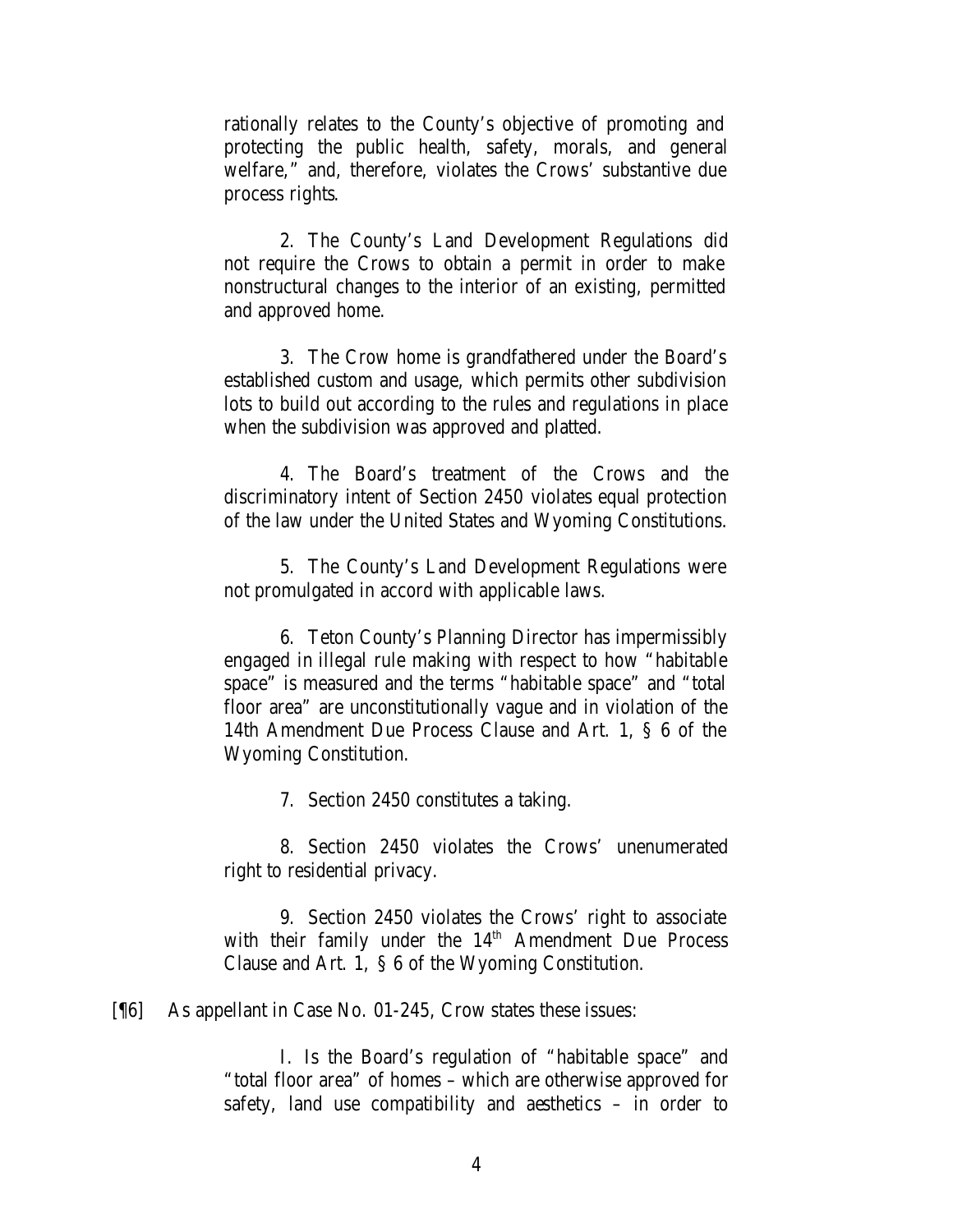rationally relates to the County's objective of promoting and protecting the public health, safety, morals, and general welfare," and, therefore, violates the Crows' substantive due process rights.

2. The County's Land Development Regulations did not require the Crows to obtain a permit in order to make nonstructural changes to the interior of an existing, permitted and approved home.

3. The Crow home is grandfathered under the Board's established custom and usage, which permits other subdivision lots to build out according to the rules and regulations in place when the subdivision was approved and platted.

4. The Board's treatment of the Crows and the discriminatory intent of Section 2450 violates equal protection of the law under the United States and Wyoming Constitutions.

5. The County's Land Development Regulations were not promulgated in accord with applicable laws.

6. Teton County's Planning Director has impermissibly engaged in illegal rule making with respect to how "habitable space" is measured and the terms "habitable space" and "total floor area" are unconstitutionally vague and in violation of the 14th Amendment Due Process Clause and Art. 1, § 6 of the Wyoming Constitution.

7. Section 2450 constitutes a taking.

8. Section 2450 violates the Crows' unenumerated right to residential privacy.

9. Section 2450 violates the Crows' right to associate with their family under the 14th Amendment Due Process Clause and Art. 1, § 6 of the Wyoming Constitution.

[¶6] As appellant in Case No. 01-245, Crow states these issues:

I. Is the Board's regulation of "habitable space" and "total floor area" of homes – which are otherwise approved for safety, land use compatibility and aesthetics – in order to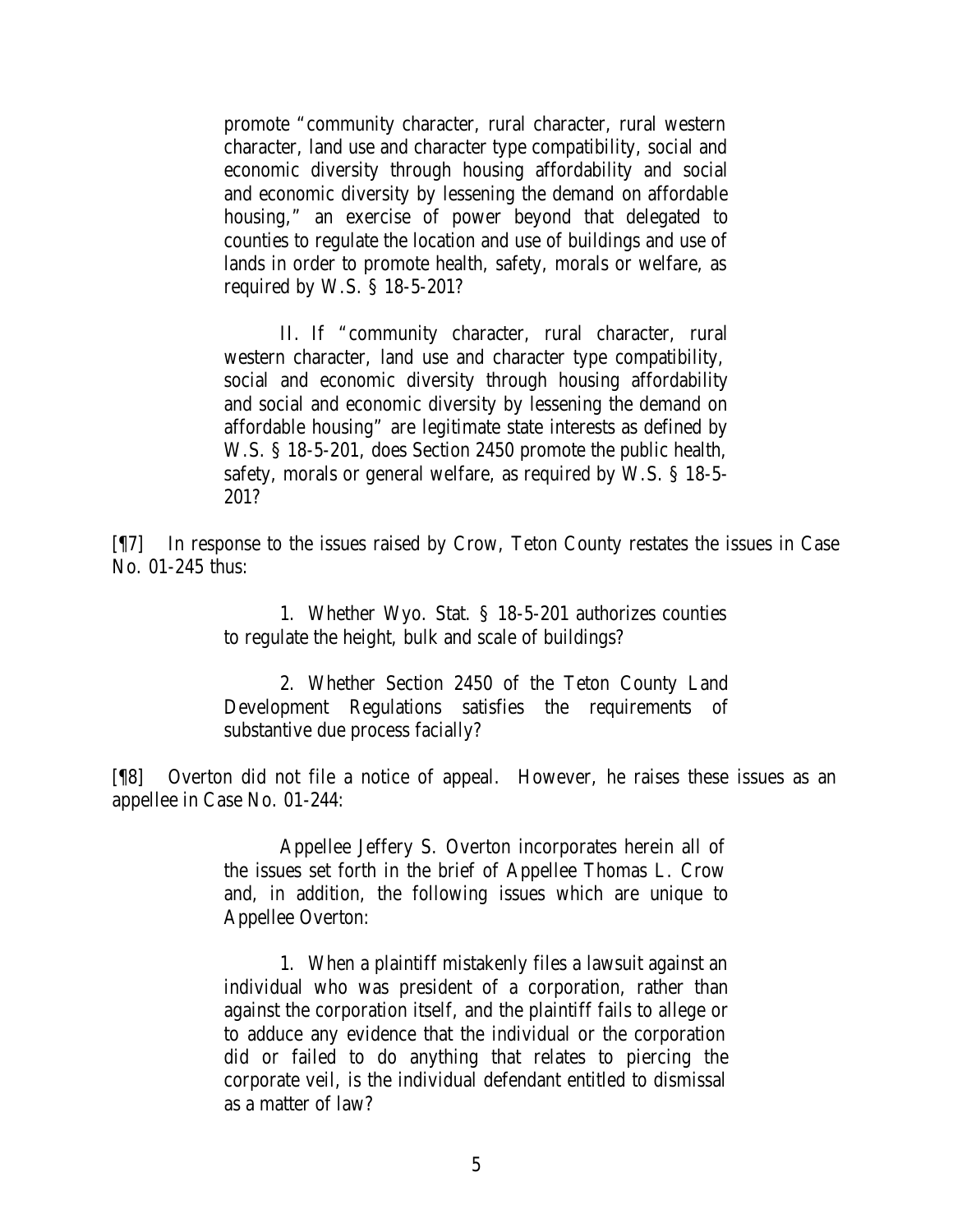promote "community character, rural character, rural western character, land use and character type compatibility, social and economic diversity through housing affordability and social and economic diversity by lessening the demand on affordable housing," an exercise of power beyond that delegated to counties to regulate the location and use of buildings and use of lands in order to promote health, safety, morals or welfare, as required by W.S. § 18-5-201?

> II. If "community character, rural character, rural western character, land use and character type compatibility, social and economic diversity through housing affordability and social and economic diversity by lessening the demand on affordable housing" are legitimate state interests as defined by W.S. § 18-5-201, does Section 2450 promote the public health, safety, morals or general welfare, as required by W.S. § 18-5-201?

[¶7] In response to the issues raised by Crow, Teton County restates the issues in Case No. 01-245 thus:

> 1. Whether Wyo. Stat. § 18-5-201 authorizes counties to regulate the height, bulk and scale of buildings?
>
> 2. Whether Section 2450 of the Teton County Land Development Regulations satisfies the requirements of substantive due process facially?

[¶8] Overton did not file a notice of appeal. However, he raises these issues as an appellee in Case No. 01-244:

> Appellee Jeffery S. Overton incorporates herein all of the issues set forth in the brief of Appellee Thomas L. Crow and, in addition, the following issues which are unique to Appellee Overton:
>
> 1. When a plaintiff mistakenly files a lawsuit against an individual who was president of a corporation, rather than against the corporation itself, and the plaintiff fails to allege or to adduce any evidence that the individual or the corporation did or failed to do anything that relates to piercing the corporate veil, is the individual defendant entitled to dismissal as a matter of law?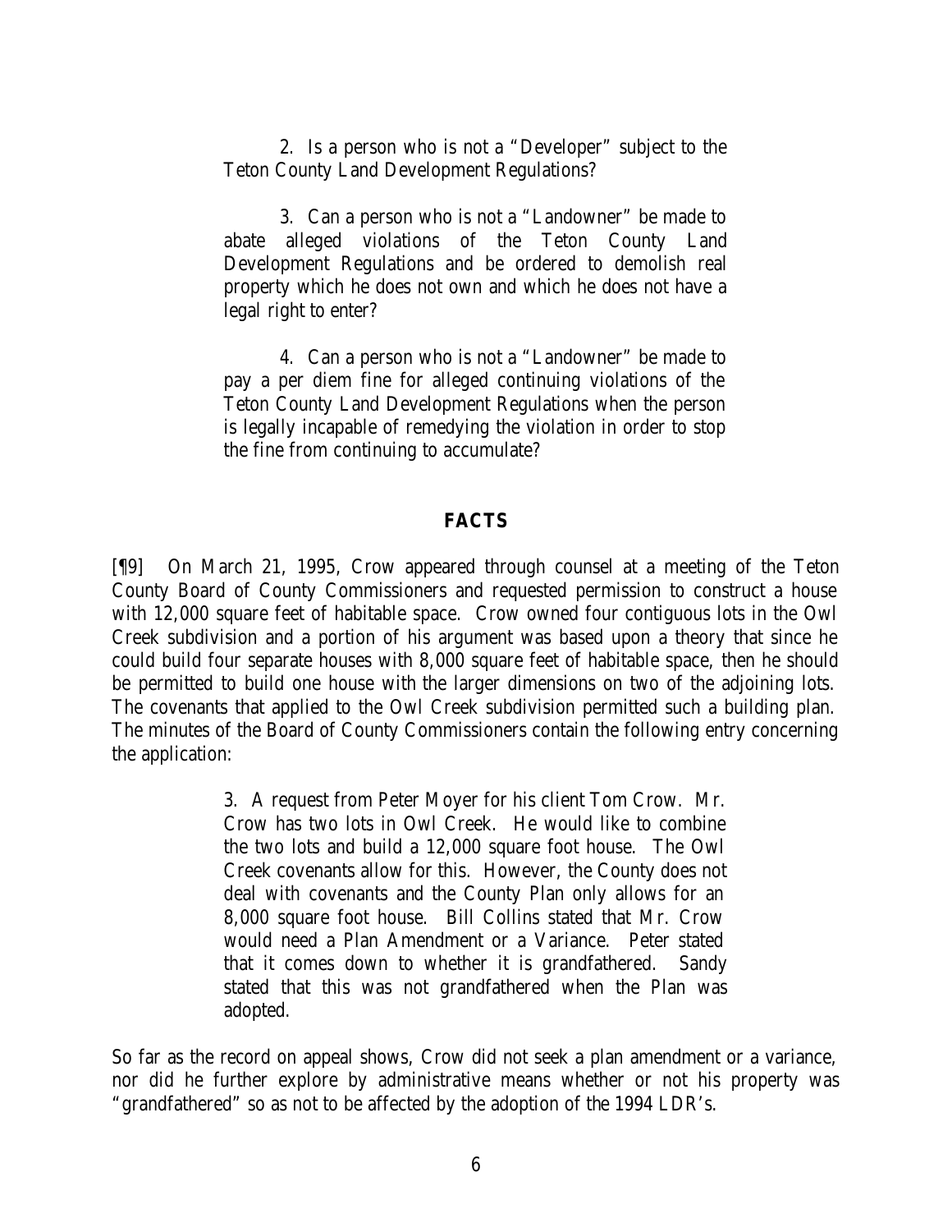2. Is a person who is not a "Developer" subject to the Teton County Land Development Regulations?

3. Can a person who is not a "Landowner" be made to abate alleged violations of the Teton County Land Development Regulations and be ordered to demolish real property which he does not own and which he does not have a legal right to enter?

4. Can a person who is not a "Landowner" be made to pay a per diem fine for alleged continuing violations of the Teton County Land Development Regulations when the person is legally incapable of remedying the violation in order to stop the fine from continuing to accumulate?

## FACTS

[¶9] On March 21, 1995, Crow appeared through counsel at a meeting of the Teton County Board of County Commissioners and requested permission to construct a house with 12,000 square feet of habitable space. Crow owned four contiguous lots in the Owl Creek subdivision and a portion of his argument was based upon a theory that since he could build four separate houses with 8,000 square feet of habitable space, then he should be permitted to build one house with the larger dimensions on two of the adjoining lots. The covenants that applied to the Owl Creek subdivision permitted such a building plan. The minutes of the Board of County Commissioners contain the following entry concerning the application:

> 3. A request from Peter Moyer for his client Tom Crow. Mr. Crow has two lots in Owl Creek. He would like to combine the two lots and build a 12,000 square foot house. The Owl Creek covenants allow for this. However, the County does not deal with covenants and the County Plan only allows for an 8,000 square foot house. Bill Collins stated that Mr. Crow would need a Plan Amendment or a Variance. Peter stated that it comes down to whether it is grandfathered. Sandy stated that this was not grandfathered when the Plan was adopted.

So far as the record on appeal shows, Crow did not seek a plan amendment or a variance, nor did he further explore by administrative means whether or not his property was "grandfathered" so as not to be affected by the adoption of the 1994 LDR's.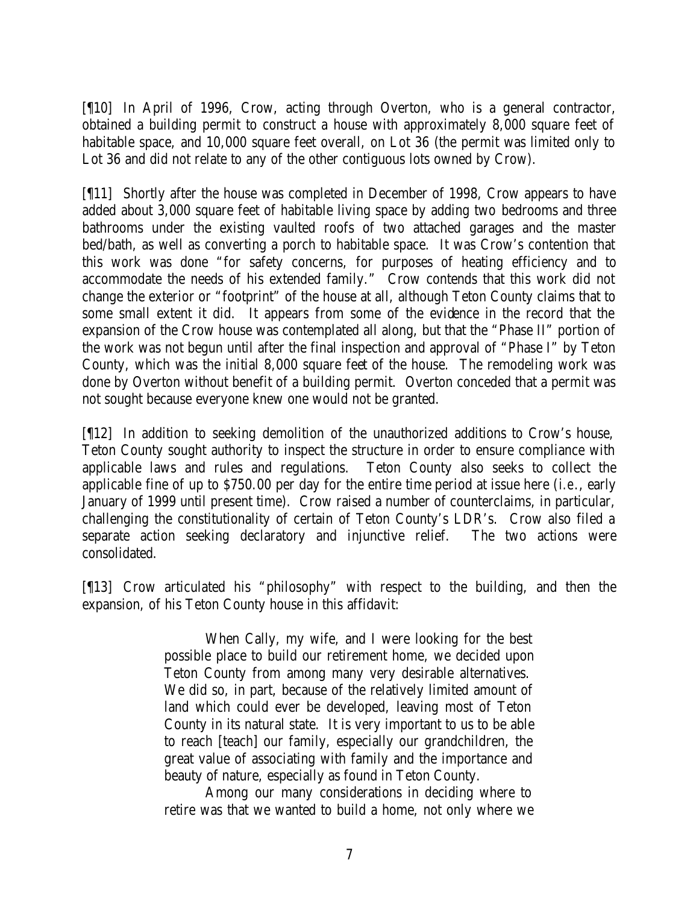[¶10] In April of 1996, Crow, acting through Overton, who is a general contractor, obtained a building permit to construct a house with approximately 8,000 square feet of habitable space, and 10,000 square feet overall, on Lot 36 (the permit was limited only to Lot 36 and did not relate to any of the other contiguous lots owned by Crow).

[¶11] Shortly after the house was completed in December of 1998, Crow appears to have added about 3,000 square feet of habitable living space by adding two bedrooms and three bathrooms under the existing vaulted roofs of two attached garages and the master bed/bath, as well as converting a porch to habitable space. It was Crow's contention that this work was done "for safety concerns, for purposes of heating efficiency and to accommodate the needs of his extended family." Crow contends that this work did not change the exterior or "footprint" of the house at all, although Teton County claims that to some small extent it did. It appears from some of the evidence in the record that the expansion of the Crow house was contemplated all along, but that the "Phase II" portion of the work was not begun until after the final inspection and approval of "Phase I" by Teton County, which was the initial 8,000 square feet of the house. The remodeling work was done by Overton without benefit of a building permit. Overton conceded that a permit was not sought because everyone knew one would not be granted.

[¶12] In addition to seeking demolition of the unauthorized additions to Crow's house, Teton County sought authority to inspect the structure in order to ensure compliance with applicable laws and rules and regulations. Teton County also seeks to collect the applicable fine of up to $750.00 per day for the entire time period at issue here (*i.e.*, early January of 1999 until present time). Crow raised a number of counterclaims, in particular, challenging the constitutionality of certain of Teton County's LDR's. Crow also filed a separate action seeking declaratory and injunctive relief. The two actions were consolidated.

[¶13] Crow articulated his "philosophy" with respect to the building, and then the expansion, of his Teton County house in this affidavit:

> When Cally, my wife, and I were looking for the best possible place to build our retirement home, we decided upon Teton County from among many very desirable alternatives. We did so, in part, because of the relatively limited amount of land which could ever be developed, leaving most of Teton County in its natural state. It is very important to us to be able to reach [teach] our family, especially our grandchildren, the great value of associating with family and the importance and beauty of nature, especially as found in Teton County.
>
> Among our many considerations in deciding where to retire was that we wanted to build a home, not only where we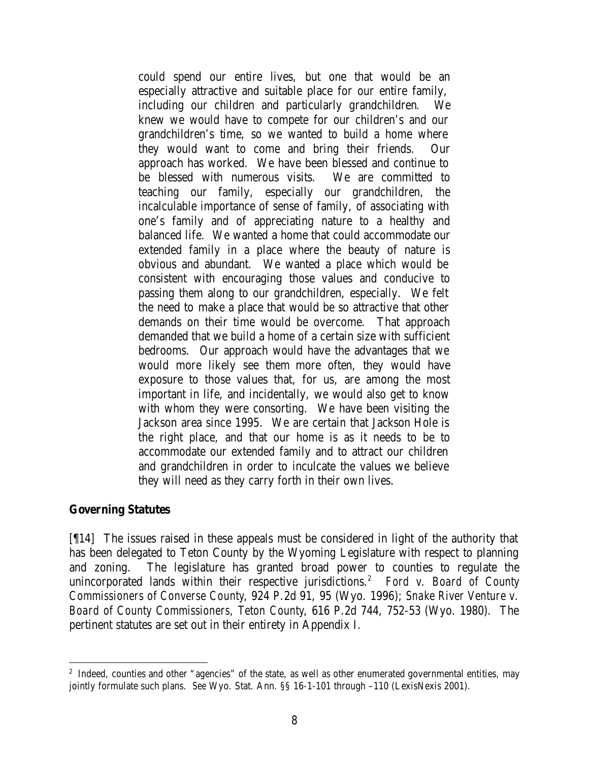> could spend our entire lives, but one that would be an especially attractive and suitable place for our entire family, including our children and particularly grandchildren. We knew we would have to compete for our children's and our grandchildren's time, so we wanted to build a home where they would want to come and bring their friends. Our approach has worked. We have been blessed and continue to be blessed with numerous visits. We are committed to teaching our family, especially our grandchildren, the incalculable importance of sense of family, of associating with one's family and of appreciating nature to a healthy and balanced life. We wanted a home that could accommodate our extended family in a place where the beauty of nature is obvious and abundant. We wanted a place which would be consistent with encouraging those values and conducive to passing them along to our grandchildren, especially. We felt the need to make a place that would be so attractive that other demands on their time would be overcome. That approach demanded that we build a home of a certain size with sufficient bedrooms. Our approach would have the advantages that we would more likely see them more often, they would have exposure to those values that, for us, are among the most important in life, and incidentally, we would also get to know with whom they were consorting. We have been visiting the Jackson area since 1995. We are certain that Jackson Hole is the right place, and that our home is as it needs to be to accommodate our extended family and to attract our children and grandchildren in order to inculcate the values we believe they will need as they carry forth in their own lives.

**Governing Statutes**

[¶14] The issues raised in these appeals must be considered in light of the authority that has been delegated to Teton County by the Wyoming Legislature with respect to planning and zoning. The legislature has granted broad power to counties to regulate the unincorporated lands within their respective jurisdictions.[2] *Ford v. Board of County Commissioners of Converse County*, 924 P.2d 91, 95 (Wyo. 1996); *Snake River Venture v. Board of County Commissioners, Teton County*, 616 P.2d 744, 752-53 (Wyo. 1980). The pertinent statutes are set out in their entirety in Appendix I.

---

[2] Indeed, counties and other "agencies" of the state, as well as other enumerated governmental entities, may jointly formulate such plans. *See* Wyo. Stat. Ann. §§ 16-1-101 through –110 (LexisNexis 2001).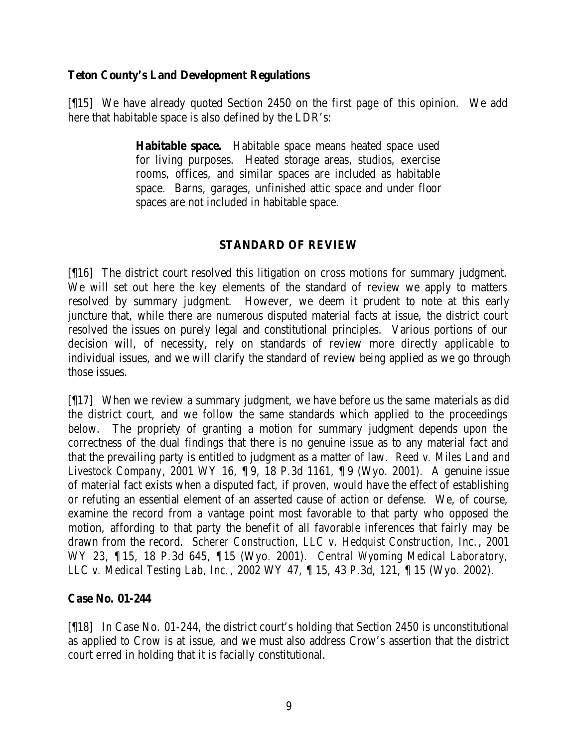**Teton County's Land Development Regulations**

[¶15] We have already quoted Section 2450 on the first page of this opinion. We add here that habitable space is also defined by the LDR's:

> **Habitable space.** Habitable space means heated space used for living purposes. Heated storage areas, studios, exercise rooms, offices, and similar spaces are included as habitable space. Barns, garages, unfinished attic space and under floor spaces are not included in habitable space.

## STANDARD OF REVIEW

[¶16] The district court resolved this litigation on cross motions for summary judgment. We will set out here the key elements of the standard of review we apply to matters resolved by summary judgment. However, we deem it prudent to note at this early juncture that, while there are numerous disputed material facts at issue, the district court resolved the issues on purely legal and constitutional principles. Various portions of our decision will, of necessity, rely on standards of review more directly applicable to individual issues, and we will clarify the standard of review being applied as we go through those issues.

[¶17] When we review a summary judgment, we have before us the same materials as did the district court, and we follow the same standards which applied to the proceedings below. The propriety of granting a motion for summary judgment depends upon the correctness of the dual findings that there is no genuine issue as to any material fact and that the prevailing party is entitled to judgment as a matter of law. *Reed v. Miles Land and Livestock Company*, 2001 WY 16, ¶ 9, 18 P.3d 1161, ¶ 9 (Wyo. 2001). A genuine issue of material fact exists when a disputed fact, if proven, would have the effect of establishing or refuting an essential element of an asserted cause of action or defense. We, of course, examine the record from a vantage point most favorable to that party who opposed the motion, affording to that party the benefit of all favorable inferences that fairly may be drawn from the record. *Scherer Construction, LLC v. Hedquist Construction, Inc.*, 2001 WY 23, ¶ 15, 18 P.3d 645, ¶ 15 (Wyo. 2001). *Central Wyoming Medical Laboratory, LLC v. Medical Testing Lab, Inc.*, 2002 WY 47, ¶ 15, 43 P.3d, 121, ¶ 15 (Wyo. 2002).

**Case No. 01-244**

[¶18] In Case No. 01-244, the district court's holding that Section 2450 is unconstitutional as applied to Crow is at issue, and we must also address Crow's assertion that the district court erred in holding that it is facially constitutional.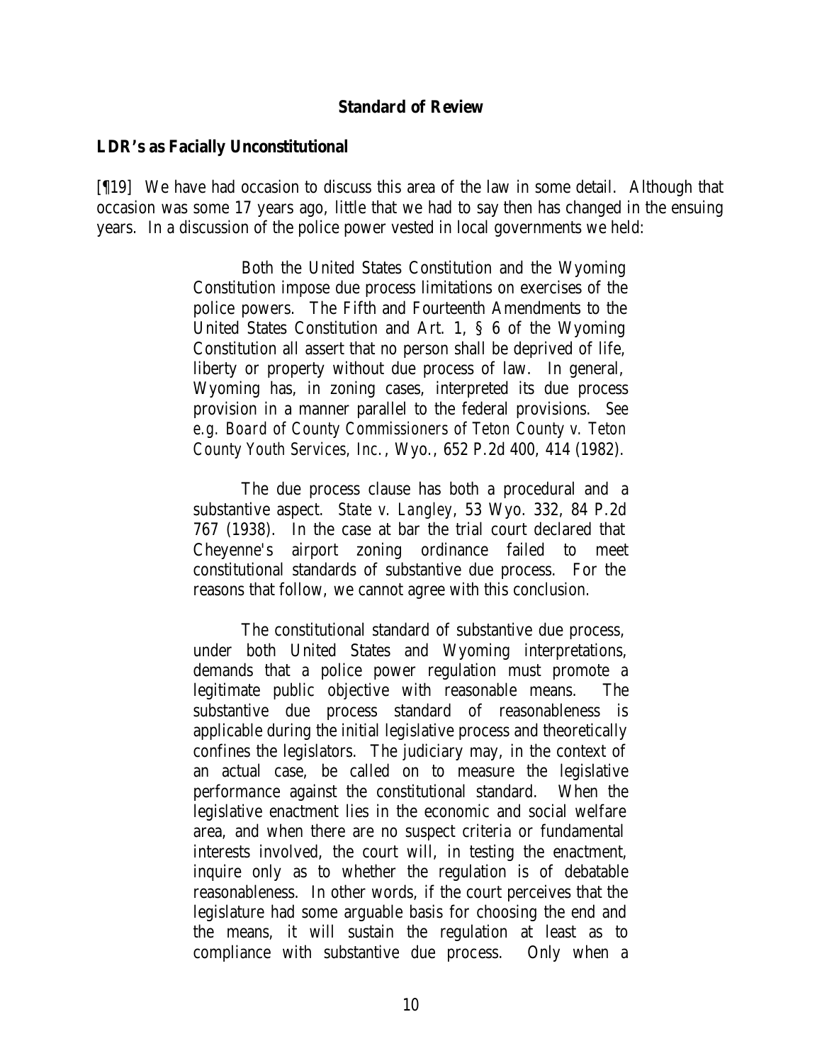## Standard of Review

### LDR's as Facially Unconstitutional

[¶19] We have had occasion to discuss this area of the law in some detail. Although that occasion was some 17 years ago, little that we had to say then has changed in the ensuing years. In a discussion of the police power vested in local governments we held:

> Both the United States Constitution and the Wyoming Constitution impose due process limitations on exercises of the police powers. The Fifth and Fourteenth Amendments to the United States Constitution and Art. 1, § 6 of the Wyoming Constitution all assert that no person shall be deprived of life, liberty or property without due process of law. In general, Wyoming has, in zoning cases, interpreted its due process provision in a manner parallel to the federal provisions. *See e.g. Board of County Commissioners of Teton County v. Teton County Youth Services, Inc.*, Wyo., 652 P.2d 400, 414 (1982).
>
> The due process clause has both a procedural and a substantive aspect. *State v. Langley*, 53 Wyo. 332, 84 P.2d 767 (1938). In the case at bar the trial court declared that Cheyenne's airport zoning ordinance failed to meet constitutional standards of substantive due process. For the reasons that follow, we cannot agree with this conclusion.
>
> The constitutional standard of substantive due process, under both United States and Wyoming interpretations, demands that a police power regulation must promote a legitimate public objective with reasonable means. The substantive due process standard of reasonableness is applicable during the initial legislative process and theoretically confines the legislators. The judiciary may, in the context of an actual case, be called on to measure the legislative performance against the constitutional standard. When the legislative enactment lies in the economic and social welfare area, and when there are no suspect criteria or fundamental interests involved, the court will, in testing the enactment, inquire only as to whether the regulation is of debatable reasonableness. In other words, if the court perceives that the legislature had some arguable basis for choosing the end and the means, it will sustain the regulation at least as to compliance with substantive due process. Only when a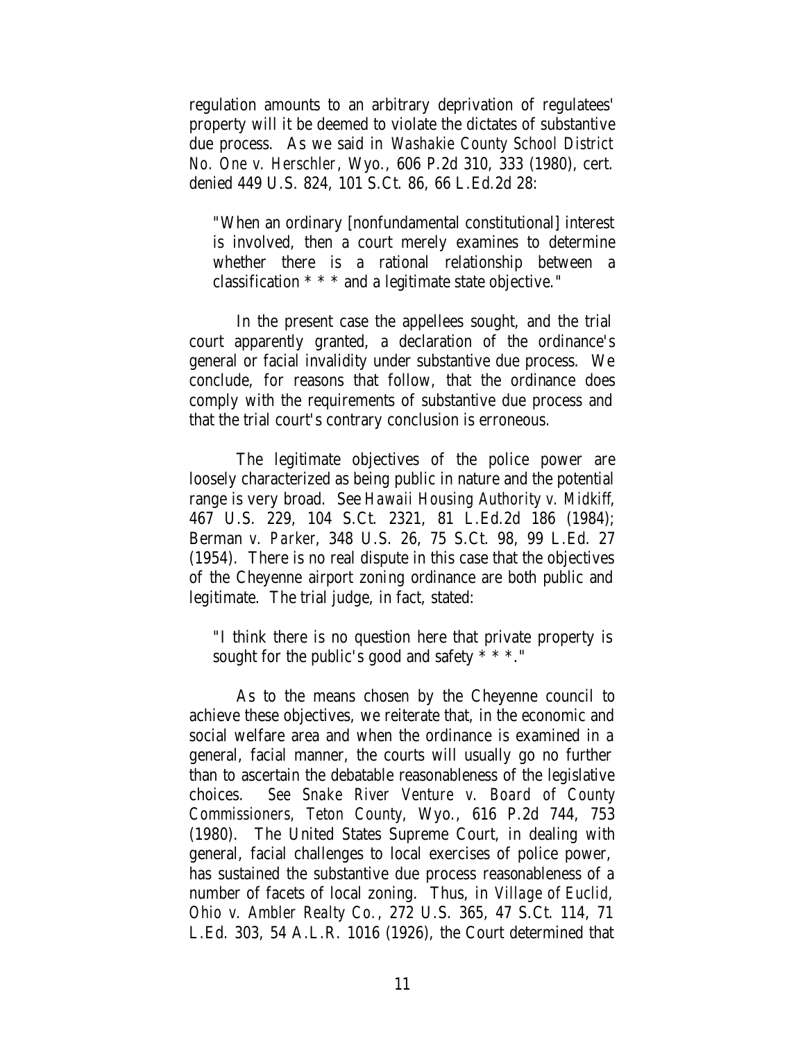regulation amounts to an arbitrary deprivation of regulatees' property will it be deemed to violate the dictates of substantive due process. As we said in *Washakie County School District No. One v. Herschler*, Wyo., 606 P.2d 310, 333 (1980), cert. denied 449 U.S. 824, 101 S.Ct. 86, 66 L.Ed.2d 28:

> "When an ordinary [nonfundamental constitutional] interest is involved, then a court merely examines to determine whether there is a rational relationship between a classification * * * and a legitimate state objective."

In the present case the appellees sought, and the trial court apparently granted, a declaration of the ordinance's general or facial invalidity under substantive due process. We conclude, for reasons that follow, that the ordinance does comply with the requirements of substantive due process and that the trial court's contrary conclusion is erroneous.

The legitimate objectives of the police power are loosely characterized as being public in nature and the potential range is very broad. See *Hawaii Housing Authority v. Midkiff*, 467 U.S. 229, 104 S.Ct. 2321, 81 L.Ed.2d 186 (1984); *Berman v. Parker*, 348 U.S. 26, 75 S.Ct. 98, 99 L.Ed. 27 (1954). There is no real dispute in this case that the objectives of the Cheyenne airport zoning ordinance are both public and legitimate. The trial judge, in fact, stated:

> "I think there is no question here that private property is sought for the public's good and safety * * *."

As to the means chosen by the Cheyenne council to achieve these objectives, we reiterate that, in the economic and social welfare area and when the ordinance is examined in a general, facial manner, the courts will usually go no further than to ascertain the debatable reasonableness of the legislative choices. *See Snake River Venture v. Board of County Commissioners, Teton County*, Wyo., 616 P.2d 744, 753 (1980). The United States Supreme Court, in dealing with general, facial challenges to local exercises of police power, has sustained the substantive due process reasonableness of a number of facets of local zoning. Thus, in *Village of Euclid, Ohio v. Ambler Realty Co.*, 272 U.S. 365, 47 S.Ct. 114, 71 L.Ed. 303, 54 A.L.R. 1016 (1926), the Court determined that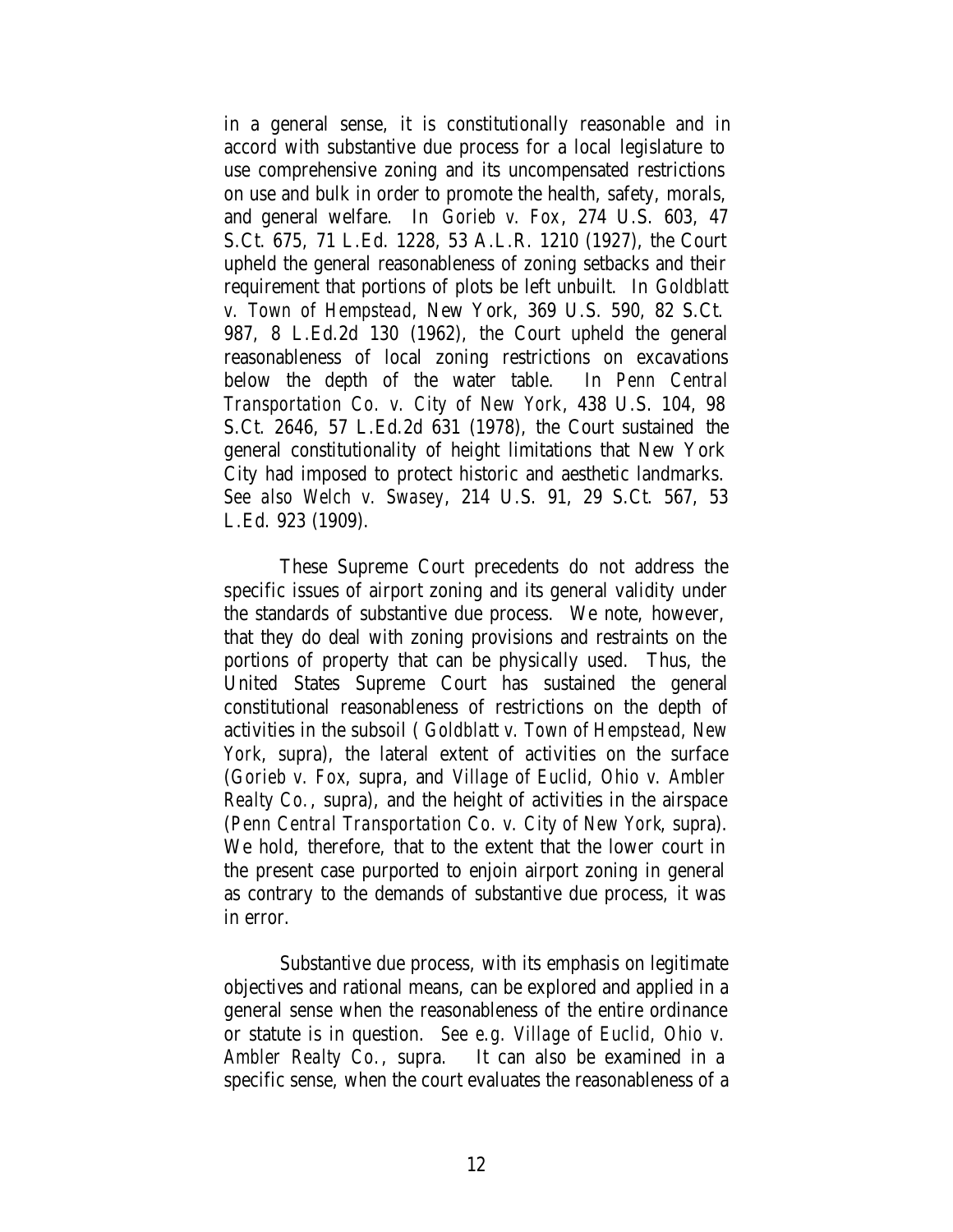in a general sense, it is constitutionally reasonable and in accord with substantive due process for a local legislature to use comprehensive zoning and its uncompensated restrictions on use and bulk in order to promote the health, safety, morals, and general welfare. In *Gorieb v. Fox*, 274 U.S. 603, 47 S.Ct. 675, 71 L.Ed. 1228, 53 A.L.R. 1210 (1927), the Court upheld the general reasonableness of zoning setbacks and their requirement that portions of plots be left unbuilt. In *Goldblatt v. Town of Hempstead*, New York, 369 U.S. 590, 82 S.Ct. 987, 8 L.Ed.2d 130 (1962), the Court upheld the general reasonableness of local zoning restrictions on excavations below the depth of the water table. In *Penn Central Transportation Co. v. City of New York*, 438 U.S. 104, 98 S.Ct. 2646, 57 L.Ed.2d 631 (1978), the Court sustained the general constitutionality of height limitations that New York City had imposed to protect historic and aesthetic landmarks. *See also Welch v. Swasey*, 214 U.S. 91, 29 S.Ct. 567, 53 L.Ed. 923 (1909).

These Supreme Court precedents do not address the specific issues of airport zoning and its general validity under the standards of substantive due process. We note, however, that they do deal with zoning provisions and restraints on the portions of property that can be physically used. Thus, the United States Supreme Court has sustained the general constitutional reasonableness of restrictions on the depth of activities in the subsoil ( *Goldblatt v. Town of Hempstead, New York*, supra), the lateral extent of activities on the surface (*Gorieb v. Fox*, supra, and *Village of Euclid, Ohio v. Ambler Realty Co.*, supra), and the height of activities in the airspace (*Penn Central Transportation Co. v. City of New York*, supra). We hold, therefore, that to the extent that the lower court in the present case purported to enjoin airport zoning in general as contrary to the demands of substantive due process, it was in error.

Substantive due process, with its emphasis on legitimate objectives and rational means, can be explored and applied in a general sense when the reasonableness of the entire ordinance or statute is in question. *See e.g. Village of Euclid, Ohio v. Ambler Realty Co.*, supra. It can also be examined in a specific sense, when the court evaluates the reasonableness of a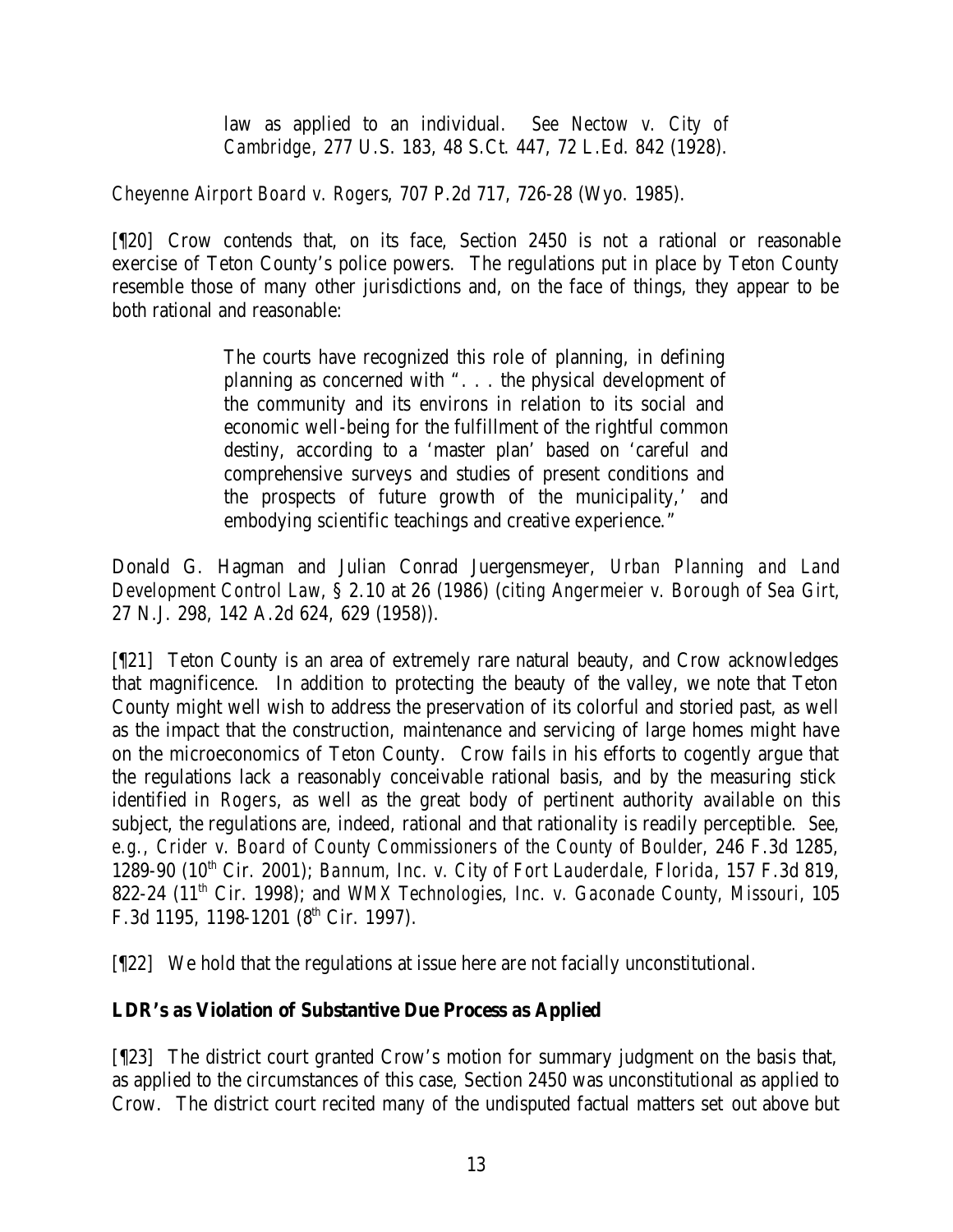> law as applied to an individual. *See Nectow v. City of Cambridge*, 277 U.S. 183, 48 S.Ct. 447, 72 L.Ed. 842 (1928).

*Cheyenne Airport Board v. Rogers*, 707 P.2d 717, 726-28 (Wyo. 1985).

[¶20] Crow contends that, on its face, Section 2450 is not a rational or reasonable exercise of Teton County's police powers. The regulations put in place by Teton County resemble those of many other jurisdictions and, on the face of things, they appear to be both rational and reasonable:

> The courts have recognized this role of planning, in defining planning as concerned with ". . . the physical development of the community and its environs in relation to its social and economic well-being for the fulfillment of the rightful common destiny, according to a 'master plan' based on 'careful and comprehensive surveys and studies of present conditions and the prospects of future growth of the municipality,' and embodying scientific teachings and creative experience."

Donald G. Hagman and Julian Conrad Juergensmeyer, *Urban Planning and Land Development Control Law*, § 2.10 at 26 (1986) (*citing Angermeier v. Borough of Sea Girt*, 27 N.J. 298, 142 A.2d 624, 629 (1958)).

[¶21] Teton County is an area of extremely rare natural beauty, and Crow acknowledges that magnificence. In addition to protecting the beauty of the valley, we note that Teton County might well wish to address the preservation of its colorful and storied past, as well as the impact that the construction, maintenance and servicing of large homes might have on the microeconomics of Teton County. Crow fails in his efforts to cogently argue that the regulations lack a reasonably conceivable rational basis, and by the measuring stick identified in *Rogers*, as well as the great body of pertinent authority available on this subject, the regulations are, indeed, rational and that rationality is readily perceptible. *See, e.g., Crider v. Board of County Commissioners of the County of Boulder*, 246 F.3d 1285, 1289-90 (10th Cir. 2001); *Bannum, Inc. v. City of Fort Lauderdale, Florida*, 157 F.3d 819, 822-24 (11th Cir. 1998); and *WMX Technologies, Inc. v. Gaconade County, Missouri*, 105 F.3d 1195, 1198-1201 (8th Cir. 1997).

[¶22] We hold that the regulations at issue here are not facially unconstitutional.

**LDR's as Violation of Substantive Due Process as Applied**

[¶23] The district court granted Crow's motion for summary judgment on the basis that, as applied to the circumstances of this case, Section 2450 was unconstitutional as applied to Crow. The district court recited many of the undisputed factual matters set out above but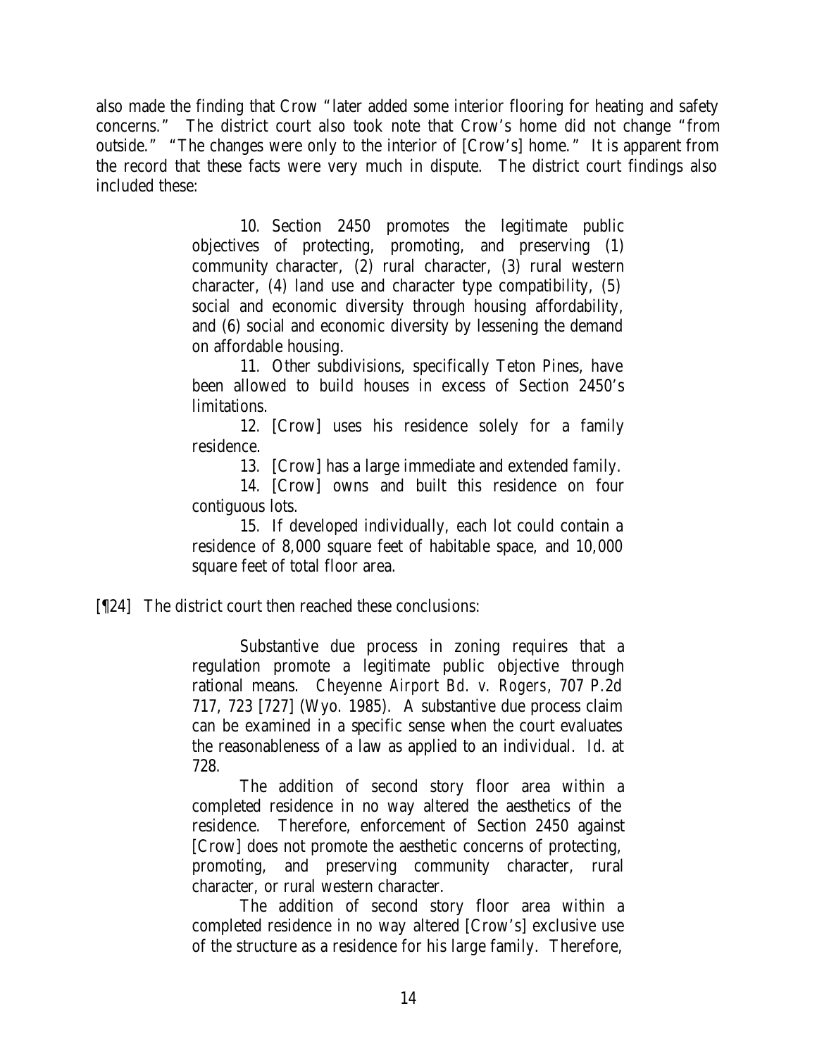also made the finding that Crow "later added some interior flooring for heating and safety concerns." The district court also took note that Crow's home did not change "from outside." "The changes were only to the interior of [Crow's] home." It is apparent from the record that these facts were very much in dispute. The district court findings also included these:

> 10. Section 2450 promotes the legitimate public objectives of protecting, promoting, and preserving (1) community character, (2) rural character, (3) rural western character, (4) land use and character type compatibility, (5) social and economic diversity through housing affordability, and (6) social and economic diversity by lessening the demand on affordable housing.
>
> 11. Other subdivisions, specifically Teton Pines, have been allowed to build houses in excess of Section 2450's limitations.
>
> 12. [Crow] uses his residence solely for a family residence.
>
> 13. [Crow] has a large immediate and extended family.
>
> 14. [Crow] owns and built this residence on four contiguous lots.
>
> 15. If developed individually, each lot could contain a residence of 8,000 square feet of habitable space, and 10,000 square feet of total floor area.

[¶24] The district court then reached these conclusions:

> Substantive due process in zoning requires that a regulation promote a legitimate public objective through rational means. *Cheyenne Airport Bd. v. Rogers*, 707 P.2d 717, 723 [727] (Wyo. 1985). A substantive due process claim can be examined in a specific sense when the court evaluates the reasonableness of a law as applied to an individual. *Id.* at 728.
>
> The addition of second story floor area within a completed residence in no way altered the aesthetics of the residence. Therefore, enforcement of Section 2450 against [Crow] does not promote the aesthetic concerns of protecting, promoting, and preserving community character, rural character, or rural western character.
>
> The addition of second story floor area within a completed residence in no way altered [Crow's] exclusive use of the structure as a residence for his large family. Therefore,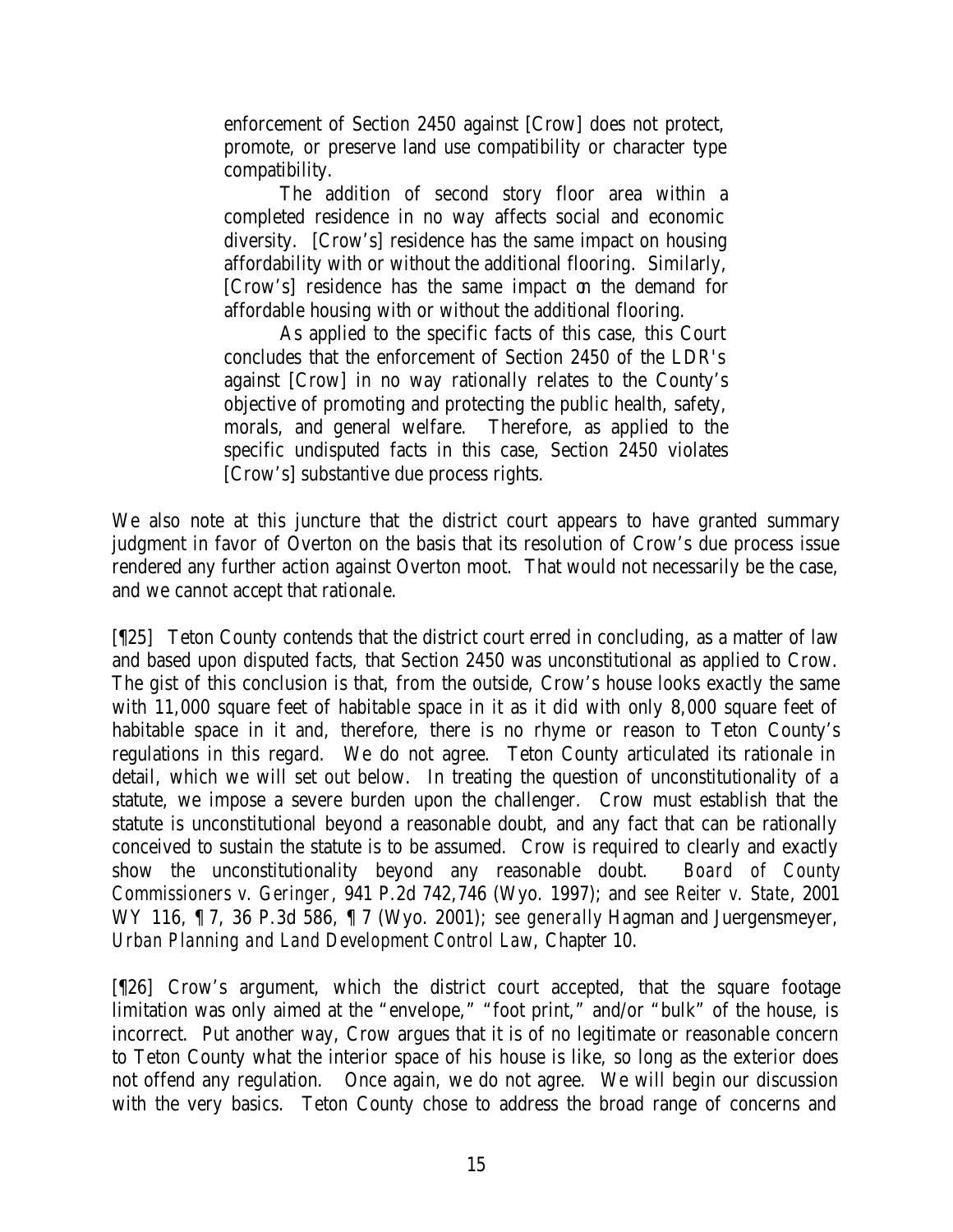> enforcement of Section 2450 against [Crow] does not protect, promote, or preserve land use compatibility or character type compatibility.
>
> The addition of second story floor area within a completed residence in no way affects social and economic diversity. [Crow's] residence has the same impact on housing affordability with or without the additional flooring. Similarly, [Crow's] residence has the same impact on the demand for affordable housing with or without the additional flooring.
>
> As applied to the specific facts of this case, this Court concludes that the enforcement of Section 2450 of the LDR's against [Crow] in no way rationally relates to the County's objective of promoting and protecting the public health, safety, morals, and general welfare. Therefore, as applied to the specific undisputed facts in this case, Section 2450 violates [Crow's] substantive due process rights.

We also note at this juncture that the district court appears to have granted summary judgment in favor of Overton on the basis that its resolution of Crow's due process issue rendered any further action against Overton moot. That would not necessarily be the case, and we cannot accept that rationale.

[¶25] Teton County contends that the district court erred in concluding, as a matter of law and based upon disputed facts, that Section 2450 was unconstitutional as applied to Crow. The gist of this conclusion is that, from the outside, Crow's house looks exactly the same with 11,000 square feet of habitable space in it as it did with only 8,000 square feet of habitable space in it and, therefore, there is no rhyme or reason to Teton County's regulations in this regard. We do not agree. Teton County articulated its rationale in detail, which we will set out below. In treating the question of unconstitutionality of a statute, we impose a severe burden upon the challenger. Crow must establish that the statute is unconstitutional beyond a reasonable doubt, and any fact that can be rationally conceived to sustain the statute is to be assumed. Crow is required to clearly and exactly show the unconstitutionality beyond any reasonable doubt. *Board of County Commissioners v. Geringer*, 941 P.2d 742,746 (Wyo. 1997); and *see Reiter v. State*, 2001 WY 116, ¶ 7, 36 P.3d 586, ¶ 7 (Wyo. 2001); *see generally* Hagman and Juergensmeyer, *Urban Planning and Land Development Control Law*, Chapter 10.

[¶26] Crow's argument, which the district court accepted, that the square footage limitation was only aimed at the "envelope," "foot print," and/or "bulk" of the house, is incorrect. Put another way, Crow argues that it is of no legitimate or reasonable concern to Teton County what the interior space of his house is like, so long as the exterior does not offend any regulation. Once again, we do not agree. We will begin our discussion with the very basics. Teton County chose to address the broad range of concerns and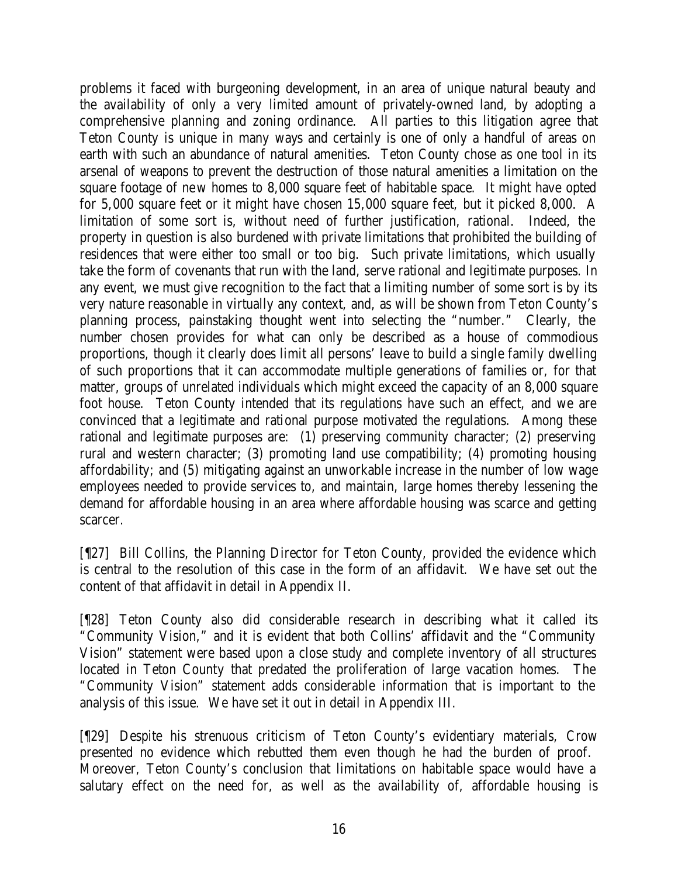problems it faced with burgeoning development, in an area of unique natural beauty and the availability of only a very limited amount of privately-owned land, by adopting a comprehensive planning and zoning ordinance. All parties to this litigation agree that Teton County is unique in many ways and certainly is one of only a handful of areas on earth with such an abundance of natural amenities. Teton County chose as one tool in its arsenal of weapons to prevent the destruction of those natural amenities a limitation on the square footage of new homes to 8,000 square feet of habitable space. It might have opted for 5,000 square feet or it might have chosen 15,000 square feet, but it picked 8,000. A limitation of some sort is, without need of further justification, rational. Indeed, the property in question is also burdened with private limitations that prohibited the building of residences that were either too small or too big. Such private limitations, which usually take the form of covenants that run with the land, serve rational and legitimate purposes. In any event, we must give recognition to the fact that a limiting number of some sort is by its very nature reasonable in virtually any context, and, as will be shown from Teton County's planning process, painstaking thought went into selecting the "number." Clearly, the number chosen provides for what can only be described as a house of commodious proportions, though it clearly does limit all persons' leave to build a single family dwelling of such proportions that it can accommodate multiple generations of families or, for that matter, groups of unrelated individuals which might exceed the capacity of an 8,000 square foot house. Teton County intended that its regulations have such an effect, and we are convinced that a legitimate and rational purpose motivated the regulations. Among these rational and legitimate purposes are: (1) preserving community character; (2) preserving rural and western character; (3) promoting land use compatibility; (4) promoting housing affordability; and (5) mitigating against an unworkable increase in the number of low wage employees needed to provide services to, and maintain, large homes thereby lessening the demand for affordable housing in an area where affordable housing was scarce and getting scarcer.

[¶27] Bill Collins, the Planning Director for Teton County, provided the evidence which is central to the resolution of this case in the form of an affidavit. We have set out the content of that affidavit in detail in Appendix II.

[¶28] Teton County also did considerable research in describing what it called its "Community Vision," and it is evident that both Collins' affidavit and the "Community Vision" statement were based upon a close study and complete inventory of all structures located in Teton County that predated the proliferation of large vacation homes. The "Community Vision" statement adds considerable information that is important to the analysis of this issue. We have set it out in detail in Appendix III.

[¶29] Despite his strenuous criticism of Teton County's evidentiary materials, Crow presented no evidence which rebutted them even though he had the burden of proof. Moreover, Teton County's conclusion that limitations on habitable space would have a salutary effect on the need for, as well as the availability of, affordable housing is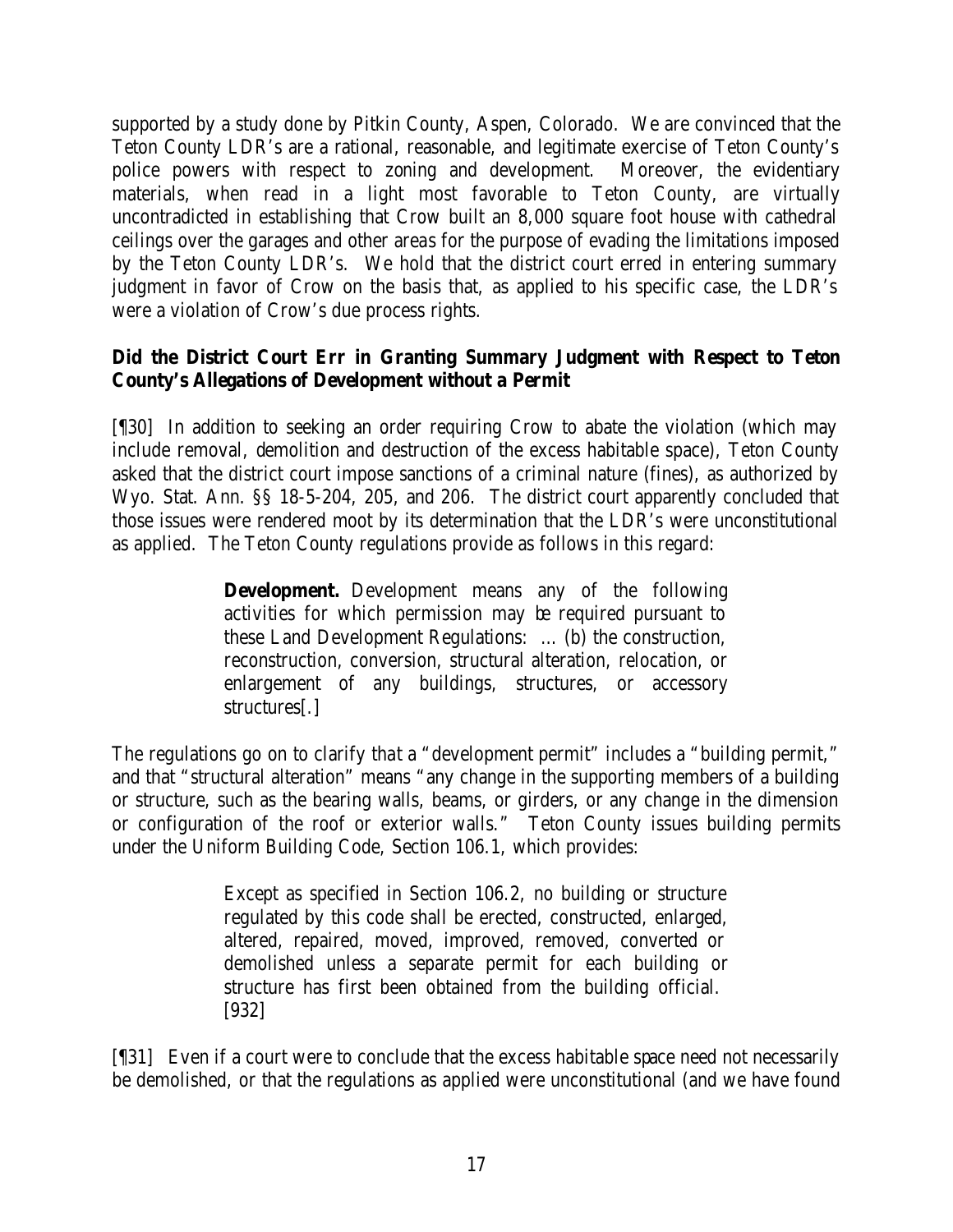supported by a study done by Pitkin County, Aspen, Colorado. We are convinced that the Teton County LDR's are a rational, reasonable, and legitimate exercise of Teton County's police powers with respect to zoning and development. Moreover, the evidentiary materials, when read in a light most favorable to Teton County, are virtually uncontradicted in establishing that Crow built an 8,000 square foot house with cathedral ceilings over the garages and other areas for the purpose of evading the limitations imposed by the Teton County LDR's. We hold that the district court erred in entering summary judgment in favor of Crow on the basis that, as applied to his specific case, the LDR's were a violation of Crow's due process rights.

**Did the District Court Err in Granting Summary Judgment with Respect to Teton County's Allegations of Development without a Permit**

[¶30] In addition to seeking an order requiring Crow to abate the violation (which may include removal, demolition and destruction of the excess habitable space), Teton County asked that the district court impose sanctions of a criminal nature (fines), as authorized by Wyo. Stat. Ann. §§ 18-5-204, 205, and 206. The district court apparently concluded that those issues were rendered moot by its determination that the LDR's were unconstitutional as applied. The Teton County regulations provide as follows in this regard:

> **Development.** Development means any of the following activities for which permission may be required pursuant to these Land Development Regulations: ... (b) the construction, reconstruction, conversion, structural alteration, relocation, or enlargement of any buildings, structures, or accessory structures[.]

The regulations go on to clarify that a "development permit" includes a "building permit," and that "structural alteration" means "any change in the supporting members of a building or structure, such as the bearing walls, beams, or girders, or any change in the dimension or configuration of the roof or exterior walls." Teton County issues building permits under the Uniform Building Code, Section 106.1, which provides:

> Except as specified in Section 106.2, no building or structure regulated by this code shall be erected, constructed, enlarged, altered, repaired, moved, improved, removed, converted or demolished unless a separate permit for each building or structure has first been obtained from the building official. [932]

[¶31] Even if a court were to conclude that the excess habitable space need not necessarily be demolished, or that the regulations as applied were unconstitutional (and we have found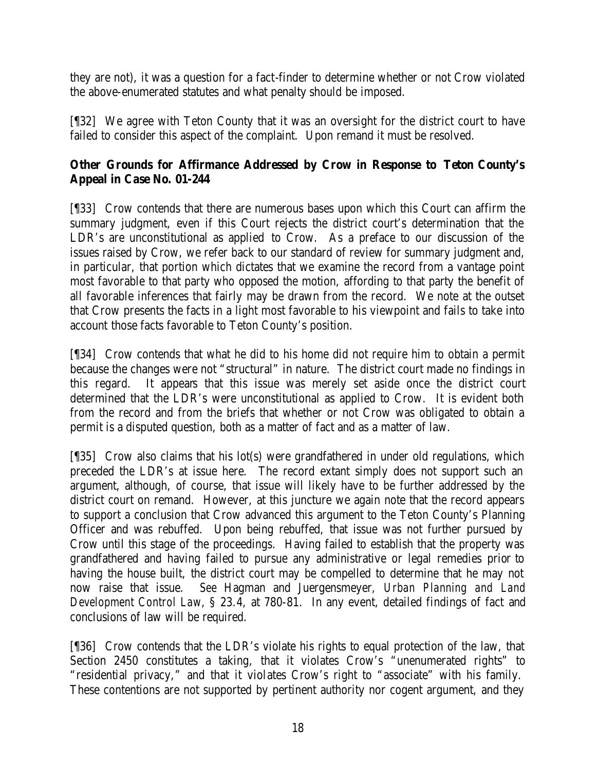they are not), it was a question for a fact-finder to determine whether or not Crow violated the above-enumerated statutes and what penalty should be imposed.

[¶32] We agree with Teton County that it was an oversight for the district court to have failed to consider this aspect of the complaint. Upon remand it must be resolved.

**Other Grounds for Affirmance Addressed by Crow in Response to Teton County's Appeal in Case No. 01-244**

[¶33] Crow contends that there are numerous bases upon which this Court can affirm the summary judgment, even if this Court rejects the district court's determination that the LDR's are unconstitutional as applied to Crow. As a preface to our discussion of the issues raised by Crow, we refer back to our standard of review for summary judgment and, in particular, that portion which dictates that we examine the record from a vantage point most favorable to that party who opposed the motion, affording to that party the benefit of all favorable inferences that fairly may be drawn from the record. We note at the outset that Crow presents the facts in a light most favorable to his viewpoint and fails to take into account those facts favorable to Teton County's position.

[¶34] Crow contends that what he did to his home did not require him to obtain a permit because the changes were not "structural" in nature. The district court made no findings in this regard. It appears that this issue was merely set aside once the district court determined that the LDR's were unconstitutional as applied to Crow. It is evident both from the record and from the briefs that whether or not Crow was obligated to obtain a permit is a disputed question, both as a matter of fact and as a matter of law.

[¶35] Crow also claims that his lot(s) were grandfathered in under old regulations, which preceded the LDR's at issue here. The record extant simply does not support such an argument, although, of course, that issue will likely have to be further addressed by the district court on remand. However, at this juncture we again note that the record appears to support a conclusion that Crow advanced this argument to the Teton County's Planning Officer and was rebuffed. Upon being rebuffed, that issue was not further pursued by Crow until this stage of the proceedings. Having failed to establish that the property was grandfathered and having failed to pursue any administrative or legal remedies prior to having the house built, the district court may be compelled to determine that he may not now raise that issue. *See* Hagman and Juergensmeyer, *Urban Planning and Land Development Control Law*, § 23.4, at 780-81. In any event, detailed findings of fact and conclusions of law will be required.

[¶36] Crow contends that the LDR's violate his rights to equal protection of the law, that Section 2450 constitutes a taking, that it violates Crow's "unenumerated rights" to "residential privacy," and that it violates Crow's right to "associate" with his family. These contentions are not supported by pertinent authority nor cogent argument, and they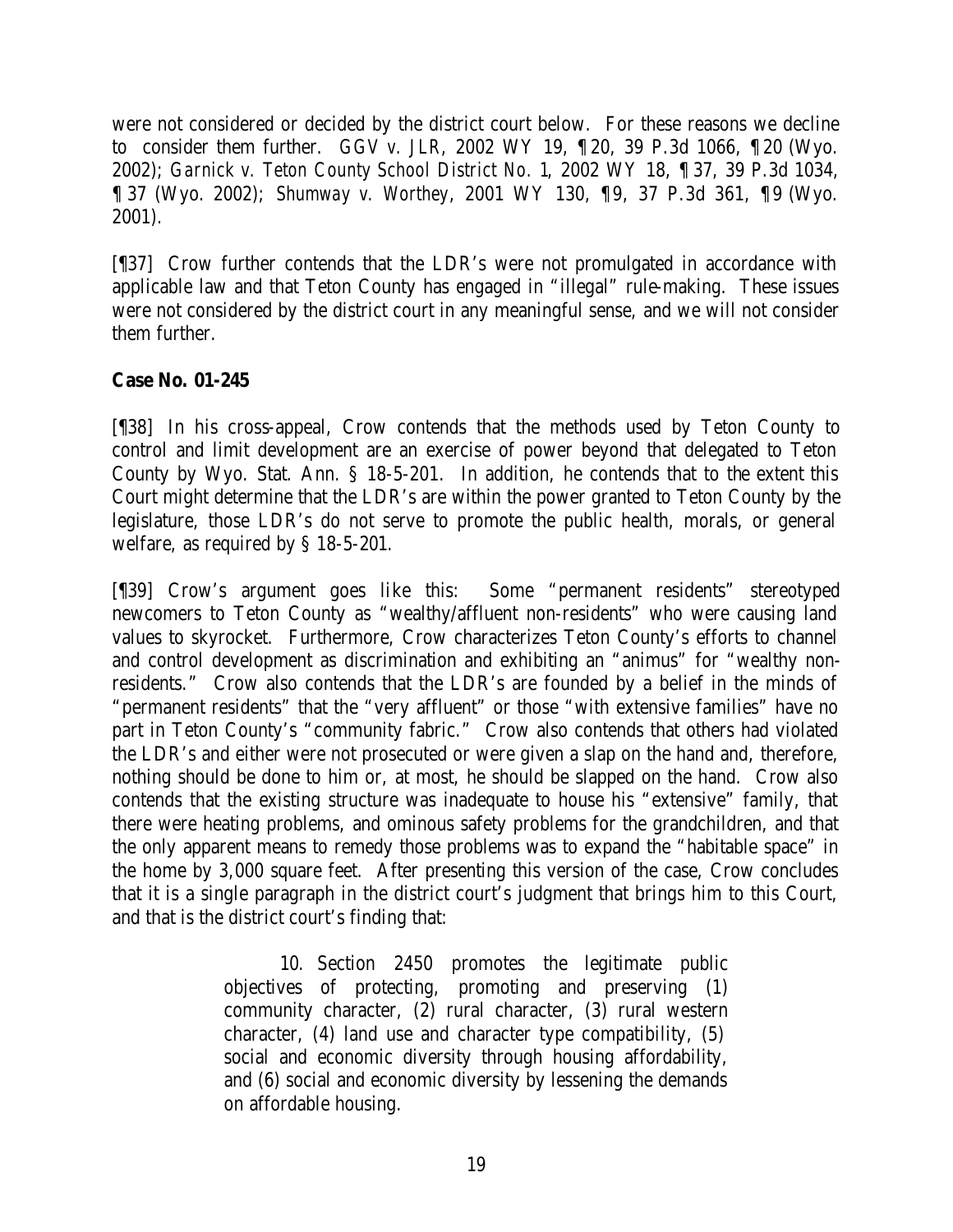were not considered or decided by the district court below. For these reasons we decline to consider them further. *GGV v. JLR*, 2002 WY 19, ¶ 20, 39 P.3d 1066, ¶ 20 (Wyo. 2002); *Garnick v. Teton County School District No. 1*, 2002 WY 18, ¶ 37, 39 P.3d 1034, ¶ 37 (Wyo. 2002); *Shumway v. Worthey*, 2001 WY 130, ¶ 9, 37 P.3d 361, ¶ 9 (Wyo. 2001).

[¶37] Crow further contends that the LDR's were not promulgated in accordance with applicable law and that Teton County has engaged in "illegal" rule-making. These issues were not considered by the district court in any meaningful sense, and we will not consider them further.

**Case No. 01-245**

[¶38] In his cross-appeal, Crow contends that the methods used by Teton County to control and limit development are an exercise of power beyond that delegated to Teton County by Wyo. Stat. Ann. § 18-5-201. In addition, he contends that to the extent this Court might determine that the LDR's are within the power granted to Teton County by the legislature, those LDR's do not serve to promote the public health, morals, or general welfare, as required by § 18-5-201.

[¶39] Crow's argument goes like this: Some "permanent residents" stereotyped newcomers to Teton County as "wealthy/affluent non-residents" who were causing land values to skyrocket. Furthermore, Crow characterizes Teton County's efforts to channel and control development as discrimination and exhibiting an "animus" for "wealthy non-residents." Crow also contends that the LDR's are founded by a belief in the minds of "permanent residents" that the "very affluent" or those "with extensive families" have no part in Teton County's "community fabric." Crow also contends that others had violated the LDR's and either were not prosecuted or were given a slap on the hand and, therefore, nothing should be done to him or, at most, he should be slapped on the hand. Crow also contends that the existing structure was inadequate to house his "extensive" family, that there were heating problems, and ominous safety problems for the grandchildren, and that the only apparent means to remedy those problems was to expand the "habitable space" in the home by 3,000 square feet. After presenting this version of the case, Crow concludes that it is a single paragraph in the district court's judgment that brings him to this Court, and that is the district court's finding that:

> 10. Section 2450 promotes the legitimate public objectives of protecting, promoting and preserving (1) community character, (2) rural character, (3) rural western character, (4) land use and character type compatibility, (5) social and economic diversity through housing affordability, and (6) social and economic diversity by lessening the demands on affordable housing.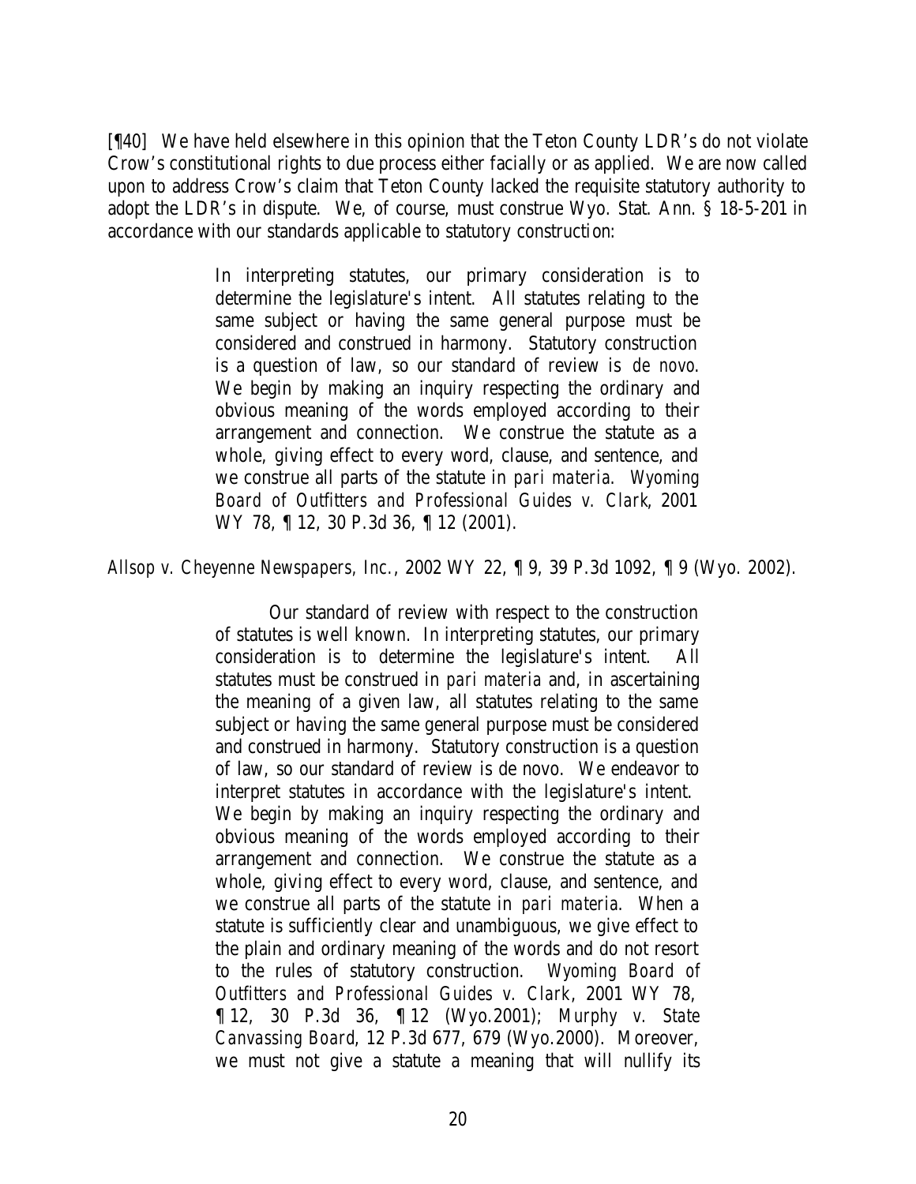[¶40] We have held elsewhere in this opinion that the Teton County LDR's do not violate Crow's constitutional rights to due process either facially or as applied. We are now called upon to address Crow's claim that Teton County lacked the requisite statutory authority to adopt the LDR's in dispute. We, of course, must construe Wyo. Stat. Ann. § 18-5-201 in accordance with our standards applicable to statutory construction:

> In interpreting statutes, our primary consideration is to determine the legislature's intent. All statutes relating to the same subject or having the same general purpose must be considered and construed in harmony. Statutory construction is a question of law, so our standard of review is *de novo*. We begin by making an inquiry respecting the ordinary and obvious meaning of the words employed according to their arrangement and connection. We construe the statute as a whole, giving effect to every word, clause, and sentence, and we construe all parts of the statute in *pari materia*. *Wyoming Board of Outfitters and Professional Guides v. Clark*, 2001 WY 78, ¶ 12, 30 P.3d 36, ¶ 12 (2001).

*Allsop v. Cheyenne Newspapers, Inc.*, 2002 WY 22, ¶ 9, 39 P.3d 1092, ¶ 9 (Wyo. 2002).

> Our standard of review with respect to the construction of statutes is well known. In interpreting statutes, our primary consideration is to determine the legislature's intent. All statutes must be construed in *pari materia* and, in ascertaining the meaning of a given law, all statutes relating to the same subject or having the same general purpose must be considered and construed in harmony. Statutory construction is a question of law, so our standard of review is de novo. We endeavor to interpret statutes in accordance with the legislature's intent. We begin by making an inquiry respecting the ordinary and obvious meaning of the words employed according to their arrangement and connection. We construe the statute as a whole, giving effect to every word, clause, and sentence, and we construe all parts of the statute in *pari materia*. When a statute is sufficiently clear and unambiguous, we give effect to the plain and ordinary meaning of the words and do not resort to the rules of statutory construction. *Wyoming Board of Outfitters and Professional Guides v. Clark*, 2001 WY 78, ¶ 12, 30 P.3d 36, ¶ 12 (Wyo.2001); *Murphy v. State Canvassing Board*, 12 P.3d 677, 679 (Wyo.2000). Moreover, we must not give a statute a meaning that will nullify its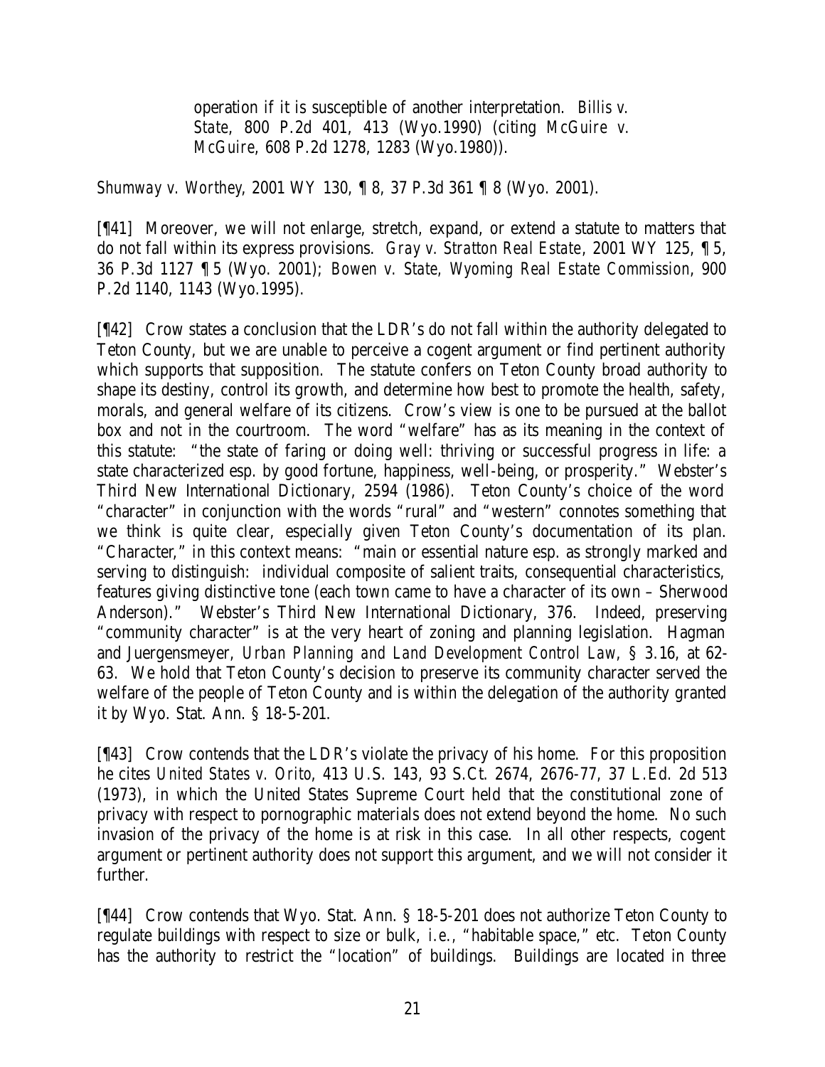> operation if it is susceptible of another interpretation. *Billis v. State*, 800 P.2d 401, 413 (Wyo.1990) (citing *McGuire v. McGuire*, 608 P.2d 1278, 1283 (Wyo.1980)).

*Shumway v. Worthey*, 2001 WY 130, ¶ 8, 37 P.3d 361 ¶ 8 (Wyo. 2001).

[¶41] Moreover, we will not enlarge, stretch, expand, or extend a statute to matters that do not fall within its express provisions. *Gray v. Stratton Real Estate*, 2001 WY 125, ¶ 5, 36 P.3d 1127 ¶ 5 (Wyo. 2001); *Bowen v. State, Wyoming Real Estate Commission*, 900 P.2d 1140, 1143 (Wyo.1995).

[¶42] Crow states a conclusion that the LDR's do not fall within the authority delegated to Teton County, but we are unable to perceive a cogent argument or find pertinent authority which supports that supposition. The statute confers on Teton County broad authority to shape its destiny, control its growth, and determine how best to promote the health, safety, morals, and general welfare of its citizens. Crow's view is one to be pursued at the ballot box and not in the courtroom. The word "welfare" has as its meaning in the context of this statute: "the state of faring or doing well: thriving or successful progress in life: a state characterized esp. by good fortune, happiness, well-being, or prosperity." Webster's Third New International Dictionary, 2594 (1986). Teton County's choice of the word "character" in conjunction with the words "rural" and "western" connotes something that we think is quite clear, especially given Teton County's documentation of its plan. "Character," in this context means: "main or essential nature esp. as strongly marked and serving to distinguish: individual composite of salient traits, consequential characteristics, features giving distinctive tone (each town came to have a character of its own – Sherwood Anderson)." Webster's Third New International Dictionary, 376. Indeed, preserving "community character" is at the very heart of zoning and planning legislation. Hagman and Juergensmeyer, *Urban Planning and Land Development Control Law*, § 3.16, at 62-63. We hold that Teton County's decision to preserve its community character served the welfare of the people of Teton County and is within the delegation of the authority granted it by Wyo. Stat. Ann. § 18-5-201.

[¶43] Crow contends that the LDR's violate the privacy of his home. For this proposition he cites *United States v. Orito*, 413 U.S. 143, 93 S.Ct. 2674, 2676-77, 37 L.Ed. 2d 513 (1973), in which the United States Supreme Court held that the constitutional zone of privacy with respect to pornographic materials does not extend beyond the home. No such invasion of the privacy of the home is at risk in this case. In all other respects, cogent argument or pertinent authority does not support this argument, and we will not consider it further.

[¶44] Crow contends that Wyo. Stat. Ann. § 18-5-201 does not authorize Teton County to regulate buildings with respect to size or bulk, *i.e.*, "habitable space," etc. Teton County has the authority to restrict the "location" of buildings. Buildings are located in three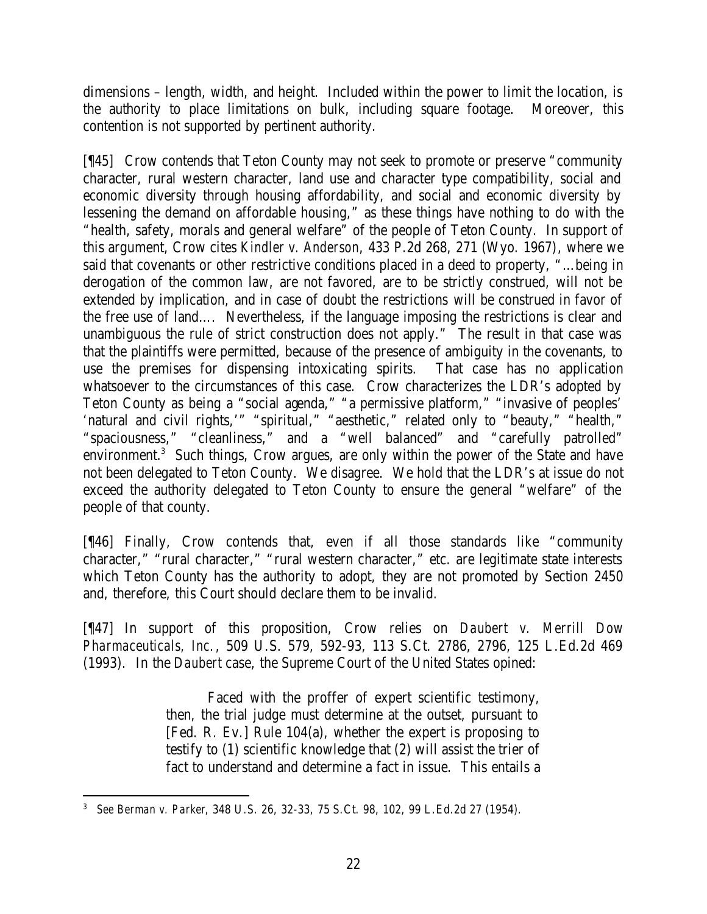dimensions – length, width, and height. Included within the power to limit the location, is the authority to place limitations on bulk, including square footage. Moreover, this contention is not supported by pertinent authority.

[¶45] Crow contends that Teton County may not seek to promote or preserve "community character, rural western character, land use and character type compatibility, social and economic diversity through housing affordability, and social and economic diversity by lessening the demand on affordable housing," as these things have nothing to do with the "health, safety, morals and general welfare" of the people of Teton County. In support of this argument, Crow cites *Kindler v. Anderson*, 433 P.2d 268, 271 (Wyo. 1967), where we said that covenants or other restrictive conditions placed in a deed to property, "…being in derogation of the common law, are not favored, are to be strictly construed, will not be extended by implication, and in case of doubt the restrictions will be construed in favor of the free use of land…. Nevertheless, if the language imposing the restrictions is clear and unambiguous the rule of strict construction does not apply." The result in that case was that the plaintiffs were permitted, because of the presence of ambiguity in the covenants, to use the premises for dispensing intoxicating spirits. That case has no application whatsoever to the circumstances of this case. Crow characterizes the LDR's adopted by Teton County as being a "social agenda," "a permissive platform," "invasive of peoples' 'natural and civil rights,'" "spiritual," "aesthetic," related only to "beauty," "health," "spaciousness," "cleanliness," and a "well balanced" and "carefully patrolled" environment.[3] Such things, Crow argues, are only within the power of the State and have not been delegated to Teton County. We disagree. We hold that the LDR's at issue do not exceed the authority delegated to Teton County to ensure the general "welfare" of the people of that county.

[¶46] Finally, Crow contends that, even if all those standards like "community character," "rural character," "rural western character," etc. are legitimate state interests which Teton County has the authority to adopt, they are not promoted by Section 2450 and, therefore, this Court should declare them to be invalid.

[¶47] In support of this proposition, Crow relies on *Daubert v. Merrill Dow Pharmaceuticals, Inc.*, 509 U.S. 579, 592-93, 113 S.Ct. 2786, 2796, 125 L.Ed.2d 469 (1993). In the *Daubert* case, the Supreme Court of the United States opined:

> Faced with the proffer of expert scientific testimony, then, the trial judge must determine at the outset, pursuant to [Fed. R. Ev.] Rule 104(a), whether the expert is proposing to testify to (1) scientific knowledge that (2) will assist the trier of fact to understand and determine a fact in issue. This entails a

---

[3] *See Berman v. Parker*, 348 U.S. 26, 32-33, 75 S.Ct. 98, 102, 99 L.Ed.2d 27 (1954).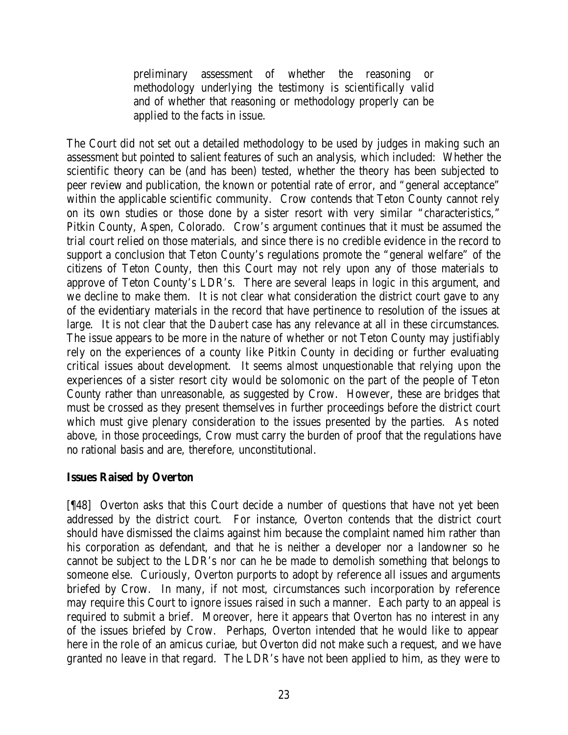> preliminary assessment of whether the reasoning or methodology underlying the testimony is scientifically valid and of whether that reasoning or methodology properly can be applied to the facts in issue.

The Court did not set out a detailed methodology to be used by judges in making such an assessment but pointed to salient features of such an analysis, which included: Whether the scientific theory can be (and has been) tested, whether the theory has been subjected to peer review and publication, the known or potential rate of error, and "general acceptance" within the applicable scientific community. Crow contends that Teton County cannot rely on its own studies or those done by a sister resort with very similar "characteristics," Pitkin County, Aspen, Colorado. Crow's argument continues that it must be assumed the trial court relied on those materials, and since there is no credible evidence in the record to support a conclusion that Teton County's regulations promote the "general welfare" of the citizens of Teton County, then this Court may not rely upon any of those materials to approve of Teton County's LDR's. There are several leaps in logic in this argument, and we decline to make them. It is not clear what consideration the district court gave to any of the evidentiary materials in the record that have pertinence to resolution of the issues at large. It is not clear that the *Daubert* case has any relevance at all in these circumstances. The issue appears to be more in the nature of whether or not Teton County may justifiably rely on the experiences of a county like Pitkin County in deciding or further evaluating critical issues about development. It seems almost unquestionable that relying upon the experiences of a sister resort city would be solomonic on the part of the people of Teton County rather than unreasonable, as suggested by Crow. However, these are bridges that must be crossed as they present themselves in further proceedings before the district court which must give plenary consideration to the issues presented by the parties. As noted above, in those proceedings, Crow must carry the burden of proof that the regulations have no rational basis and are, therefore, unconstitutional.

**Issues Raised by Overton**

[¶48] Overton asks that this Court decide a number of questions that have not yet been addressed by the district court. For instance, Overton contends that the district court should have dismissed the claims against him because the complaint named him rather than his corporation as defendant, and that he is neither a developer nor a landowner so he cannot be subject to the LDR's nor can he be made to demolish something that belongs to someone else. Curiously, Overton purports to adopt by reference all issues and arguments briefed by Crow. In many, if not most, circumstances such incorporation by reference may require this Court to ignore issues raised in such a manner. Each party to an appeal is required to submit a brief. Moreover, here it appears that Overton has no interest in any of the issues briefed by Crow. Perhaps, Overton intended that he would like to appear here in the role of an amicus curiae, but Overton did not make such a request, and we have granted no leave in that regard. The LDR's have not been applied to him, as they were to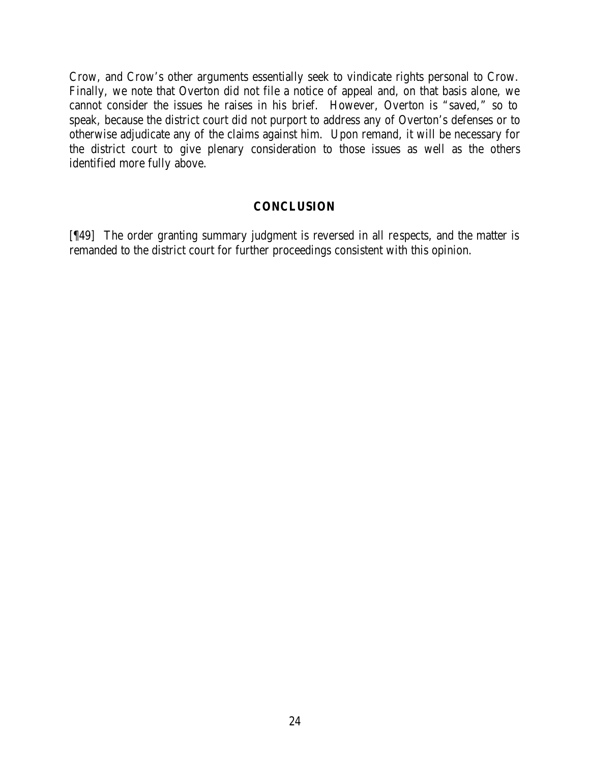Crow, and Crow's other arguments essentially seek to vindicate rights personal to Crow. Finally, we note that Overton did not file a notice of appeal and, on that basis alone, we cannot consider the issues he raises in his brief. However, Overton is "saved," so to speak, because the district court did not purport to address any of Overton's defenses or to otherwise adjudicate any of the claims against him. Upon remand, it will be necessary for the district court to give plenary consideration to those issues as well as the others identified more fully above.

## CONCLUSION

[¶49] The order granting summary judgment is reversed in all respects, and the matter is remanded to the district court for further proceedings consistent with this opinion.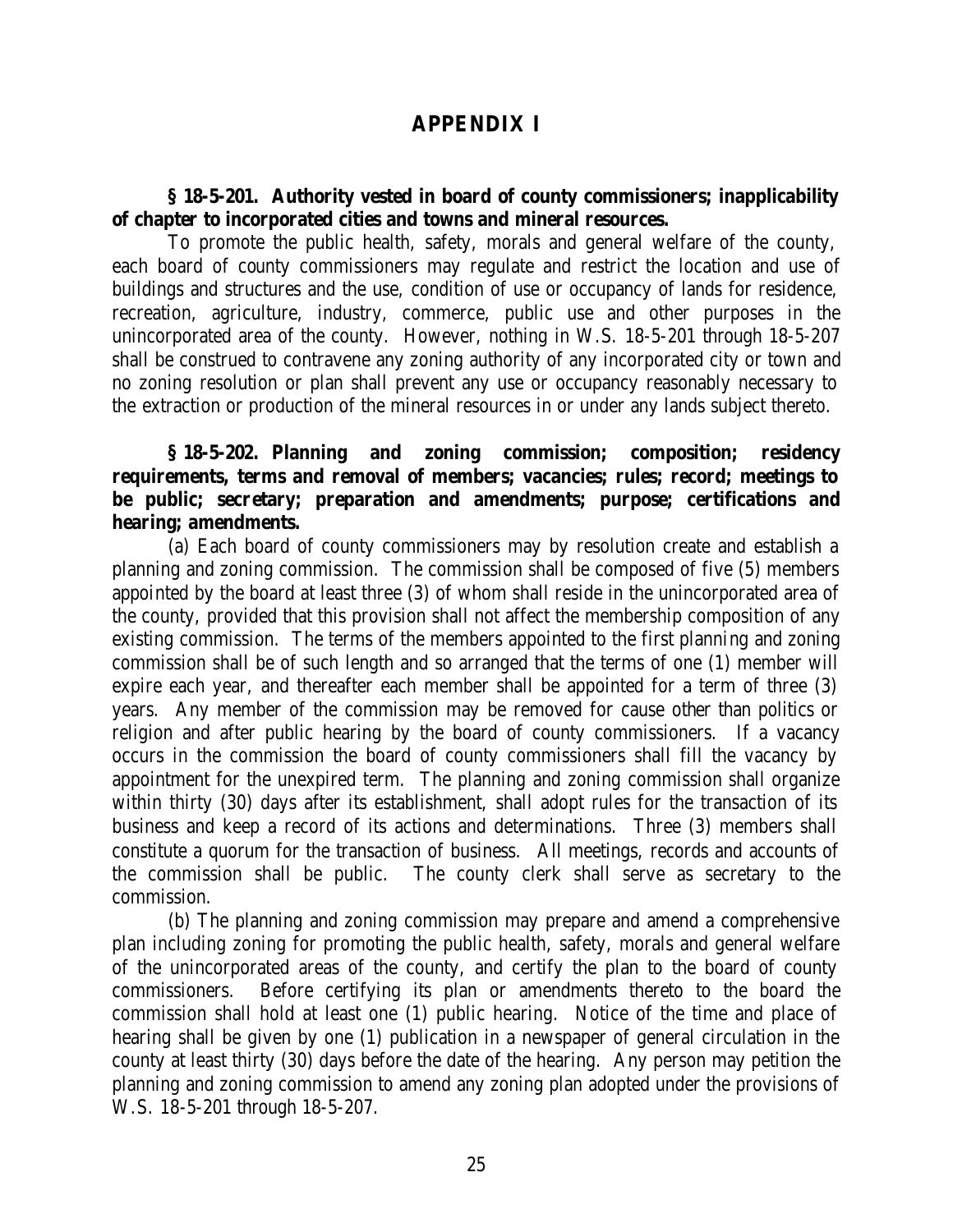# APPENDIX I

**§ 18-5-201. Authority vested in board of county commissioners; inapplicability of chapter to incorporated cities and towns and mineral resources.**

To promote the public health, safety, morals and general welfare of the county, each board of county commissioners may regulate and restrict the location and use of buildings and structures and the use, condition of use or occupancy of lands for residence, recreation, agriculture, industry, commerce, public use and other purposes in the unincorporated area of the county. However, nothing in W.S. 18-5-201 through 18-5-207 shall be construed to contravene any zoning authority of any incorporated city or town and no zoning resolution or plan shall prevent any use or occupancy reasonably necessary to the extraction or production of the mineral resources in or under any lands subject thereto.

**§ 18-5-202. Planning and zoning commission; composition; residency requirements, terms and removal of members; vacancies; rules; record; meetings to be public; secretary; preparation and amendments; purpose; certifications and hearing; amendments.**

(a) Each board of county commissioners may by resolution create and establish a planning and zoning commission. The commission shall be composed of five (5) members appointed by the board at least three (3) of whom shall reside in the unincorporated area of the county, provided that this provision shall not affect the membership composition of any existing commission. The terms of the members appointed to the first planning and zoning commission shall be of such length and so arranged that the terms of one (1) member will expire each year, and thereafter each member shall be appointed for a term of three (3) years. Any member of the commission may be removed for cause other than politics or religion and after public hearing by the board of county commissioners. If a vacancy occurs in the commission the board of county commissioners shall fill the vacancy by appointment for the unexpired term. The planning and zoning commission shall organize within thirty (30) days after its establishment, shall adopt rules for the transaction of its business and keep a record of its actions and determinations. Three (3) members shall constitute a quorum for the transaction of business. All meetings, records and accounts of the commission shall be public. The county clerk shall serve as secretary to the commission.

(b) The planning and zoning commission may prepare and amend a comprehensive plan including zoning for promoting the public health, safety, morals and general welfare of the unincorporated areas of the county, and certify the plan to the board of county commissioners. Before certifying its plan or amendments thereto to the board the commission shall hold at least one (1) public hearing. Notice of the time and place of hearing shall be given by one (1) publication in a newspaper of general circulation in the county at least thirty (30) days before the date of the hearing. Any person may petition the planning and zoning commission to amend any zoning plan adopted under the provisions of W.S. 18-5-201 through 18-5-207.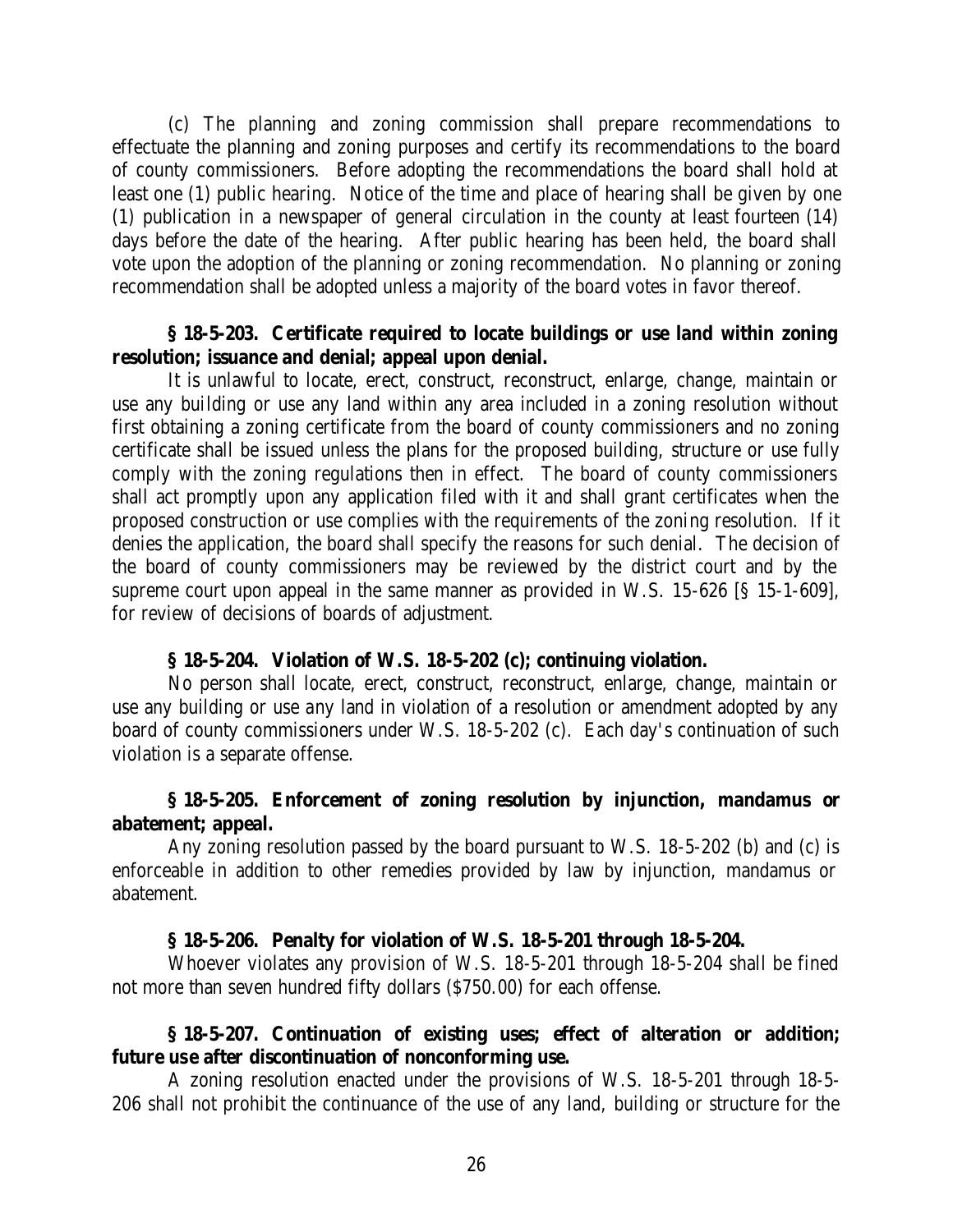(c) The planning and zoning commission shall prepare recommendations to effectuate the planning and zoning purposes and certify its recommendations to the board of county commissioners. Before adopting the recommendations the board shall hold at least one (1) public hearing. Notice of the time and place of hearing shall be given by one (1) publication in a newspaper of general circulation in the county at least fourteen (14) days before the date of the hearing. After public hearing has been held, the board shall vote upon the adoption of the planning or zoning recommendation. No planning or zoning recommendation shall be adopted unless a majority of the board votes in favor thereof.

**§ 18-5-203. Certificate required to locate buildings or use land within zoning resolution; issuance and denial; appeal upon denial.**

It is unlawful to locate, erect, construct, reconstruct, enlarge, change, maintain or use any building or use any land within any area included in a zoning resolution without first obtaining a zoning certificate from the board of county commissioners and no zoning certificate shall be issued unless the plans for the proposed building, structure or use fully comply with the zoning regulations then in effect. The board of county commissioners shall act promptly upon any application filed with it and shall grant certificates when the proposed construction or use complies with the requirements of the zoning resolution. If it denies the application, the board shall specify the reasons for such denial. The decision of the board of county commissioners may be reviewed by the district court and by the supreme court upon appeal in the same manner as provided in W.S. 15-626 [§ 15-1-609], for review of decisions of boards of adjustment.

**§ 18-5-204. Violation of W.S. 18-5-202 (c); continuing violation.**

No person shall locate, erect, construct, reconstruct, enlarge, change, maintain or use any building or use any land in violation of a resolution or amendment adopted by any board of county commissioners under W.S. 18-5-202 (c). Each day's continuation of such violation is a separate offense.

**§ 18-5-205. Enforcement of zoning resolution by injunction, mandamus or abatement; appeal.**

Any zoning resolution passed by the board pursuant to W.S. 18-5-202 (b) and (c) is enforceable in addition to other remedies provided by law by injunction, mandamus or abatement.

**§ 18-5-206. Penalty for violation of W.S. 18-5-201 through 18-5-204.**

Whoever violates any provision of W.S. 18-5-201 through 18-5-204 shall be fined not more than seven hundred fifty dollars ($750.00) for each offense.

**§ 18-5-207. Continuation of existing uses; effect of alteration or addition; future use after discontinuation of nonconforming use.**

A zoning resolution enacted under the provisions of W.S. 18-5-201 through 18-5-206 shall not prohibit the continuance of the use of any land, building or structure for the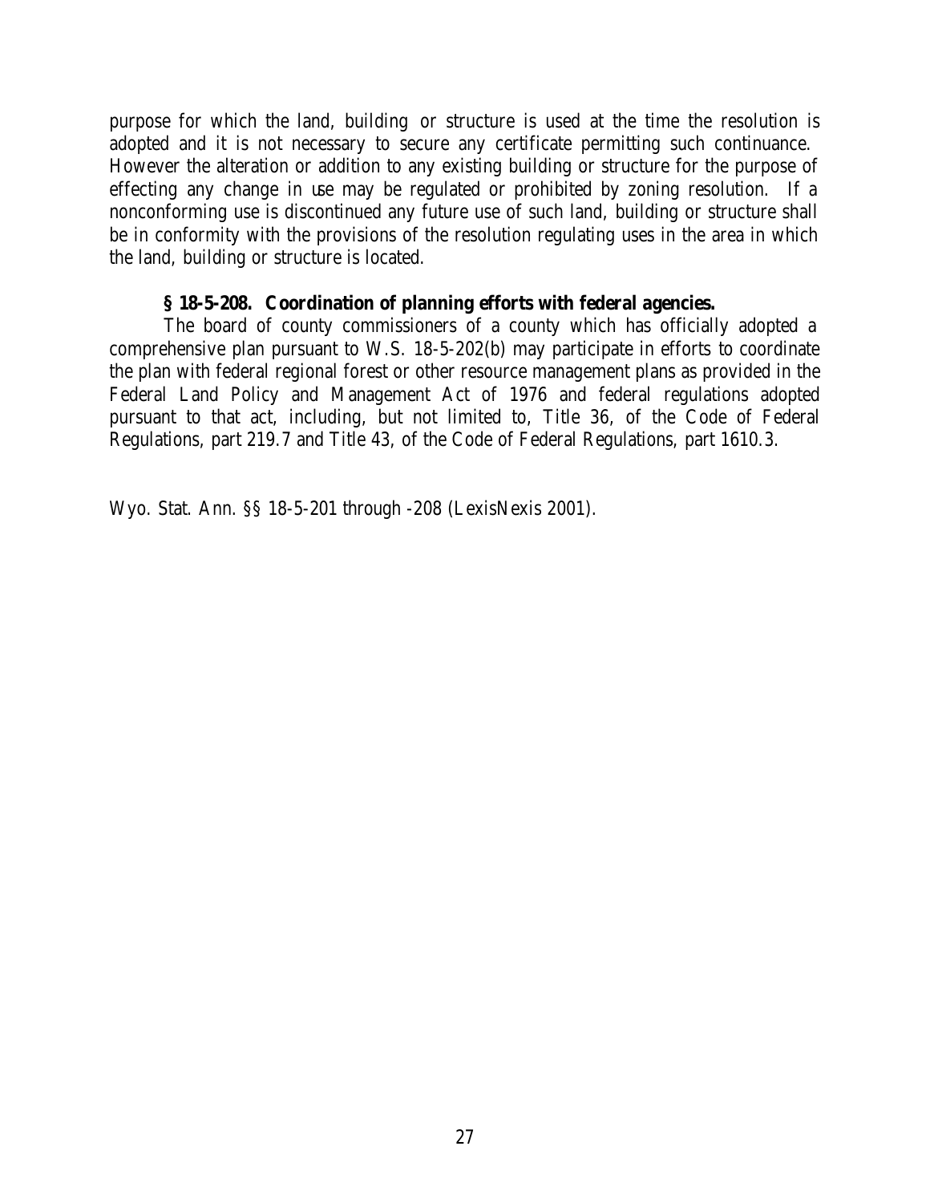purpose for which the land, building or structure is used at the time the resolution is adopted and it is not necessary to secure any certificate permitting such continuance. However the alteration or addition to any existing building or structure for the purpose of effecting any change in use may be regulated or prohibited by zoning resolution. If a nonconforming use is discontinued any future use of such land, building or structure shall be in conformity with the provisions of the resolution regulating uses in the area in which the land, building or structure is located.

**§ 18-5-208. Coordination of planning efforts with federal agencies.**

The board of county commissioners of a county which has officially adopted a comprehensive plan pursuant to W.S. 18-5-202(b) may participate in efforts to coordinate the plan with federal regional forest or other resource management plans as provided in the Federal Land Policy and Management Act of 1976 and federal regulations adopted pursuant to that act, including, but not limited to, Title 36, of the Code of Federal Regulations, part 219.7 and Title 43, of the Code of Federal Regulations, part 1610.3.

Wyo. Stat. Ann. §§ 18-5-201 through -208 (LexisNexis 2001).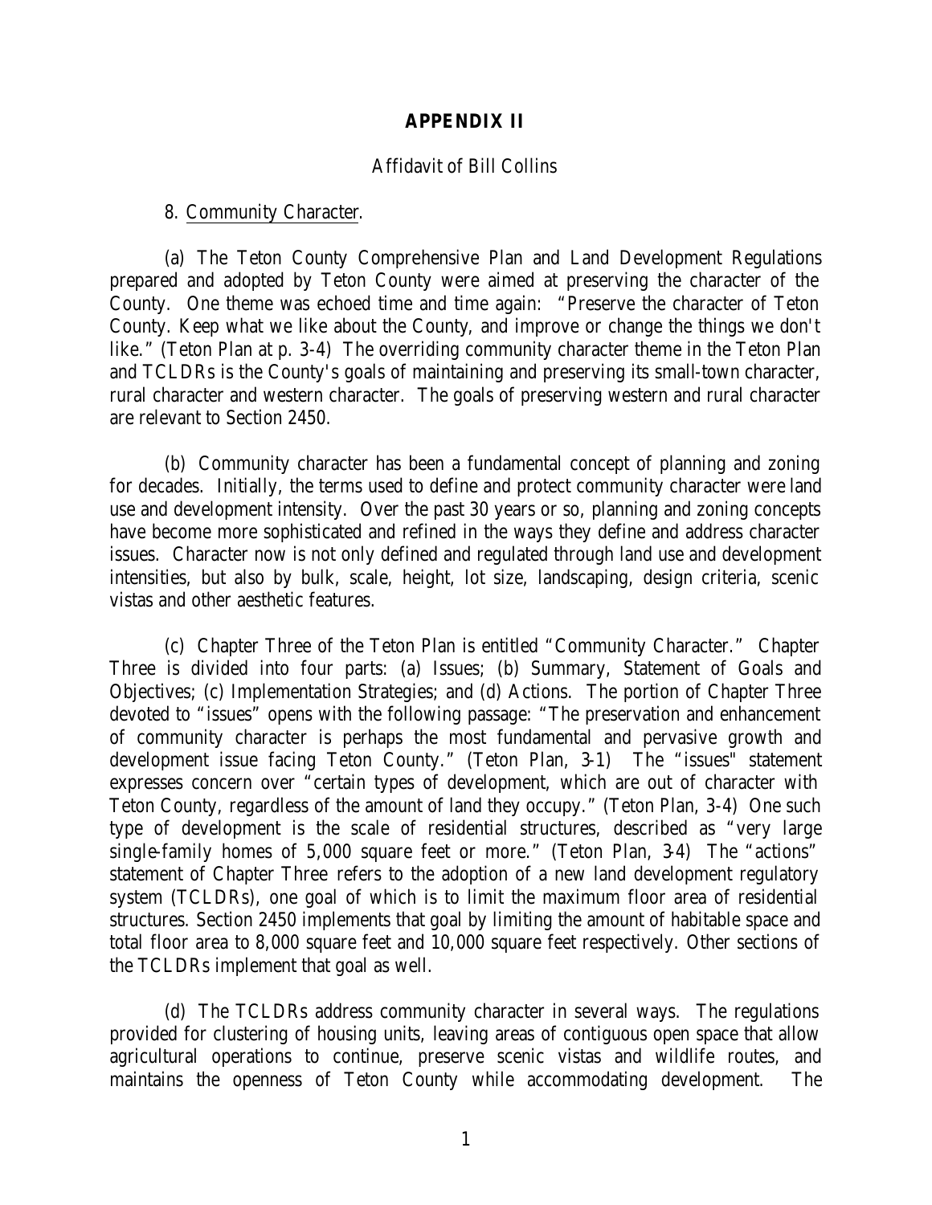# APPENDIX II

Affidavit of Bill Collins

8. Community Character.

(a) The Teton County Comprehensive Plan and Land Development Regulations prepared and adopted by Teton County were aimed at preserving the character of the County. One theme was echoed time and time again: "Preserve the character of Teton County. Keep what we like about the County, and improve or change the things we don't like." (Teton Plan at p. 3-4) The overriding community character theme in the Teton Plan and TCLDRs is the County's goals of maintaining and preserving its small-town character, rural character and western character. The goals of preserving western and rural character are relevant to Section 2450.

(b) Community character has been a fundamental concept of planning and zoning for decades. Initially, the terms used to define and protect community character were land use and development intensity. Over the past 30 years or so, planning and zoning concepts have become more sophisticated and refined in the ways they define and address character issues. Character now is not only defined and regulated through land use and development intensities, but also by bulk, scale, height, lot size, landscaping, design criteria, scenic vistas and other aesthetic features.

(c) Chapter Three of the Teton Plan is entitled "Community Character." Chapter Three is divided into four parts: (a) Issues; (b) Summary, Statement of Goals and Objectives; (c) Implementation Strategies; and (d) Actions. The portion of Chapter Three devoted to "issues" opens with the following passage: "The preservation and enhancement of community character is perhaps the most fundamental and pervasive growth and development issue facing Teton County." (Teton Plan, 3-1) The "issues" statement expresses concern over "certain types of development, which are out of character with Teton County, regardless of the amount of land they occupy." (Teton Plan, 3-4) One such type of development is the scale of residential structures, described as "very large single-family homes of 5,000 square feet or more." (Teton Plan, 3-4) The "actions" statement of Chapter Three refers to the adoption of a new land development regulatory system (TCLDRs), one goal of which is to limit the maximum floor area of residential structures. Section 2450 implements that goal by limiting the amount of habitable space and total floor area to 8,000 square feet and 10,000 square feet respectively. Other sections of the TCLDRs implement that goal as well.

(d) The TCLDRs address community character in several ways. The regulations provided for clustering of housing units, leaving areas of contiguous open space that allow agricultural operations to continue, preserve scenic vistas and wildlife routes, and maintains the openness of Teton County while accommodating development. The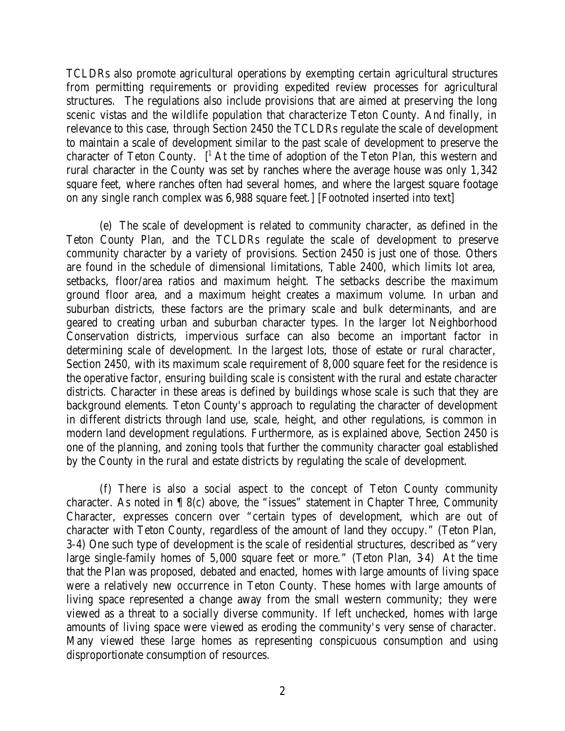TCLDRs also promote agricultural operations by exempting certain agricultural structures from permitting requirements or providing expedited review processes for agricultural structures. The regulations also include provisions that are aimed at preserving the long scenic vistas and the wildlife population that characterize Teton County. And finally, in relevance to this case, through Section 2450 the TCLDRs regulate the scale of development to maintain a scale of development similar to the past scale of development to preserve the character of Teton County. [[1] At the time of adoption of the Teton Plan, this western and rural character in the County was set by ranches where the average house was only 1,342 square feet, where ranches often had several homes, and where the largest square footage on any single ranch complex was 6,988 square feet.] [Footnoted inserted into text]

(e) The scale of development is related to community character, as defined in the Teton County Plan, and the TCLDRs regulate the scale of development to preserve community character by a variety of provisions. Section 2450 is just one of those. Others are found in the schedule of dimensional limitations, Table 2400, which limits lot area, setbacks, floor/area ratios and maximum height. The setbacks describe the maximum ground floor area, and a maximum height creates a maximum volume. In urban and suburban districts, these factors are the primary scale and bulk determinants, and are geared to creating urban and suburban character types. In the larger lot Neighborhood Conservation districts, impervious surface can also become an important factor in determining scale of development. In the largest lots, those of estate or rural character, Section 2450, with its maximum scale requirement of 8,000 square feet for the residence is the operative factor, ensuring building scale is consistent with the rural and estate character districts. Character in these areas is defined by buildings whose scale is such that they are background elements. Teton County's approach to regulating the character of development in different districts through land use, scale, height, and other regulations, is common in modern land development regulations. Furthermore, as is explained above, Section 2450 is one of the planning, and zoning tools that further the community character goal established by the County in the rural and estate districts by regulating the scale of development.

(f) There is also a social aspect to the concept of Teton County community character. As noted in ¶ 8(c) above, the "issues" statement in Chapter Three, Community Character, expresses concern over "certain types of development, which are out of character with Teton County, regardless of the amount of land they occupy." (Teton Plan, 3-4) One such type of development is the scale of residential structures, described as "very large single-family homes of 5,000 square feet or more." (Teton Plan, 3-4) At the time that the Plan was proposed, debated and enacted, homes with large amounts of living space were a relatively new occurrence in Teton County. These homes with large amounts of living space represented a change away from the small western community; they were viewed as a threat to a socially diverse community. If left unchecked, homes with large amounts of living space were viewed as eroding the community's very sense of character. Many viewed these large homes as representing conspicuous consumption and using disproportionate consumption of resources.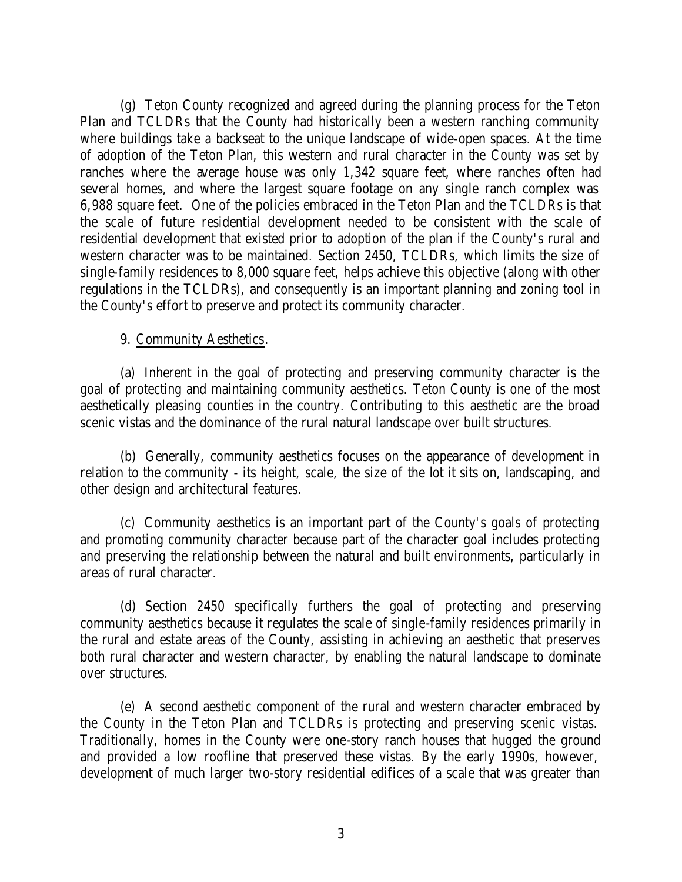(g) Teton County recognized and agreed during the planning process for the Teton Plan and TCLDRs that the County had historically been a western ranching community where buildings take a backseat to the unique landscape of wide-open spaces. At the time of adoption of the Teton Plan, this western and rural character in the County was set by ranches where the average house was only 1,342 square feet, where ranches often had several homes, and where the largest square footage on any single ranch complex was 6,988 square feet. One of the policies embraced in the Teton Plan and the TCLDRs is that the scale of future residential development needed to be consistent with the scale of residential development that existed prior to adoption of the plan if the County's rural and western character was to be maintained. Section 2450, TCLDRs, which limits the size of single-family residences to 8,000 square feet, helps achieve this objective (along with other regulations in the TCLDRs), and consequently is an important planning and zoning tool in the County's effort to preserve and protect its community character.

9. Community Aesthetics.

(a) Inherent in the goal of protecting and preserving community character is the goal of protecting and maintaining community aesthetics. Teton County is one of the most aesthetically pleasing counties in the country. Contributing to this aesthetic are the broad scenic vistas and the dominance of the rural natural landscape over built structures.

(b) Generally, community aesthetics focuses on the appearance of development in relation to the community - its height, scale, the size of the lot it sits on, landscaping, and other design and architectural features.

(c) Community aesthetics is an important part of the County's goals of protecting and promoting community character because part of the character goal includes protecting and preserving the relationship between the natural and built environments, particularly in areas of rural character.

(d) Section 2450 specifically furthers the goal of protecting and preserving community aesthetics because it regulates the scale of single-family residences primarily in the rural and estate areas of the County, assisting in achieving an aesthetic that preserves both rural character and western character, by enabling the natural landscape to dominate over structures.

(e) A second aesthetic component of the rural and western character embraced by the County in the Teton Plan and TCLDRs is protecting and preserving scenic vistas. Traditionally, homes in the County were one-story ranch houses that hugged the ground and provided a low roofline that preserved these vistas. By the early 1990s, however, development of much larger two-story residential edifices of a scale that was greater than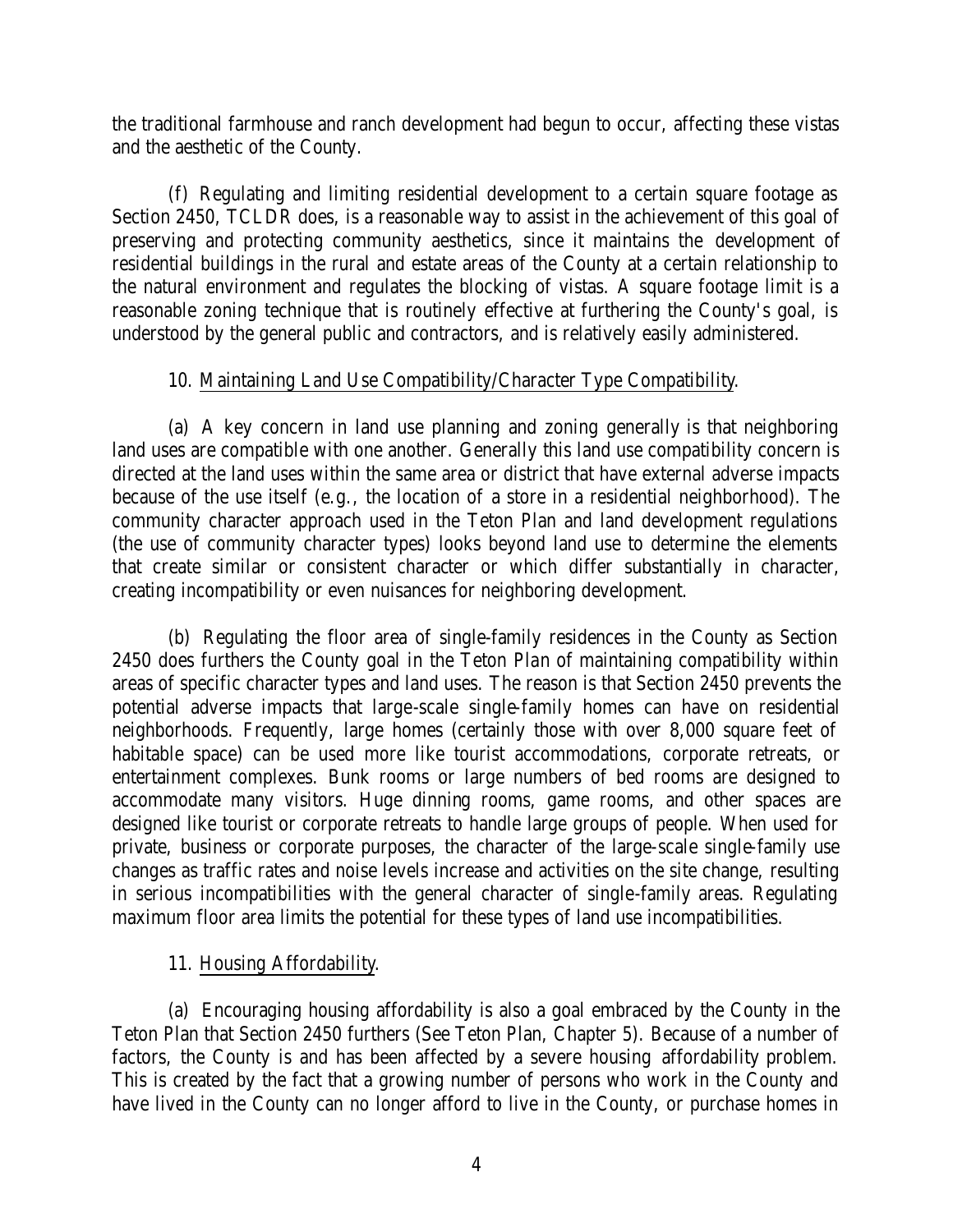the traditional farmhouse and ranch development had begun to occur, affecting these vistas and the aesthetic of the County.

(f) Regulating and limiting residential development to a certain square footage as Section 2450, TCLDR does, is a reasonable way to assist in the achievement of this goal of preserving and protecting community aesthetics, since it maintains the development of residential buildings in the rural and estate areas of the County at a certain relationship to the natural environment and regulates the blocking of vistas. A square footage limit is a reasonable zoning technique that is routinely effective at furthering the County's goal, is understood by the general public and contractors, and is relatively easily administered.

10. <u>Maintaining Land Use Compatibility/Character Type Compatibility</u>.

(a) A key concern in land use planning and zoning generally is that neighboring land uses are compatible with one another. Generally this land use compatibility concern is directed at the land uses within the same area or district that have external adverse impacts because of the use itself (e.g., the location of a store in a residential neighborhood). The community character approach used in the Teton Plan and land development regulations (the use of community character types) looks beyond land use to determine the elements that create similar or consistent character or which differ substantially in character, creating incompatibility or even nuisances for neighboring development.

(b) Regulating the floor area of single-family residences in the County as Section 2450 does furthers the County goal in the Teton Plan of maintaining compatibility within areas of specific character types and land uses. The reason is that Section 2450 prevents the potential adverse impacts that large-scale single-family homes can have on residential neighborhoods. Frequently, large homes (certainly those with over 8,000 square feet of habitable space) can be used more like tourist accommodations, corporate retreats, or entertainment complexes. Bunk rooms or large numbers of bed rooms are designed to accommodate many visitors. Huge dinning rooms, game rooms, and other spaces are designed like tourist or corporate retreats to handle large groups of people. When used for private, business or corporate purposes, the character of the large-scale single-family use changes as traffic rates and noise levels increase and activities on the site change, resulting in serious incompatibilities with the general character of single-family areas. Regulating maximum floor area limits the potential for these types of land use incompatibilities.

11. <u>Housing Affordability</u>.

(a) Encouraging housing affordability is also a goal embraced by the County in the Teton Plan that Section 2450 furthers (See Teton Plan, Chapter 5). Because of a number of factors, the County is and has been affected by a severe housing affordability problem. This is created by the fact that a growing number of persons who work in the County and have lived in the County can no longer afford to live in the County, or purchase homes in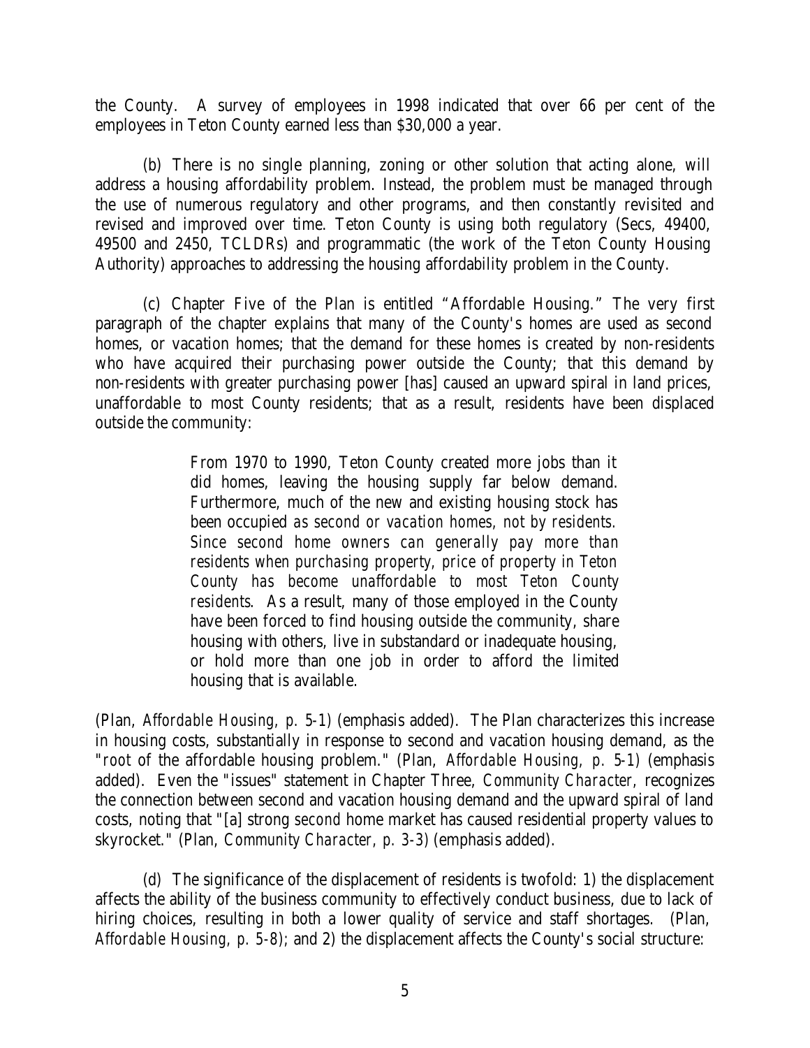the County. A survey of employees in 1998 indicated that over 66 per cent of the employees in Teton County earned less than $30,000 a year.

(b) There is no single planning, zoning or other solution that acting alone, will address a housing affordability problem. Instead, the problem must be managed through the use of numerous regulatory and other programs, and then constantly revisited and revised and improved over time. Teton County is using both regulatory (Secs, 49400, 49500 and 2450, TCLDRs) and programmatic (the work of the Teton County Housing Authority) approaches to addressing the housing affordability problem in the County.

(c) Chapter Five of the Plan is entitled "Affordable Housing." The very first paragraph of the chapter explains that many of the County's homes are used as second homes, or vacation homes; that the demand for these homes is created by non-residents who have acquired their purchasing power outside the County; that this demand by non-residents with greater purchasing power [has] caused an upward spiral in land prices, unaffordable to most County residents; that as a result, residents have been displaced outside the community:

> From 1970 to 1990, Teton County created more jobs than it did homes, leaving the housing supply far below demand. Furthermore, much of the new and existing housing stock has been occupied *as second or vacation homes, not by residents. Since second home owners can generally pay more than residents when purchasing property, price of property in Teton County has become unaffordable to most Teton County residents.* As a result, many of those employed in the County have been forced to find housing outside the community, share housing with others, live in substandard or inadequate housing, or hold more than one job in order to afford the limited housing that is available.

(Plan, *Affordable Housing, p. 5-1*) (emphasis added). The Plan characterizes this increase in housing costs, substantially in response to second and vacation housing demand, as the "*root* of the affordable housing problem." (Plan, *Affordable Housing, p. 5-1)* (emphasis added). Even the "issues" statement in Chapter Three, *Community Character*, recognizes the connection between second and vacation housing demand and the upward spiral of land costs, noting that "[a] strong *second* home market has caused residential property values to skyrocket." (Plan, *Community Character, p. 3-3)* (emphasis added).

(d) The significance of the displacement of residents is twofold: 1) the displacement affects the ability of the business community to effectively conduct business, due to lack of hiring choices, resulting in both a lower quality of service and staff shortages. (Plan, *Affordable Housing, p. 5-8*); and 2) the displacement affects the County's social structure: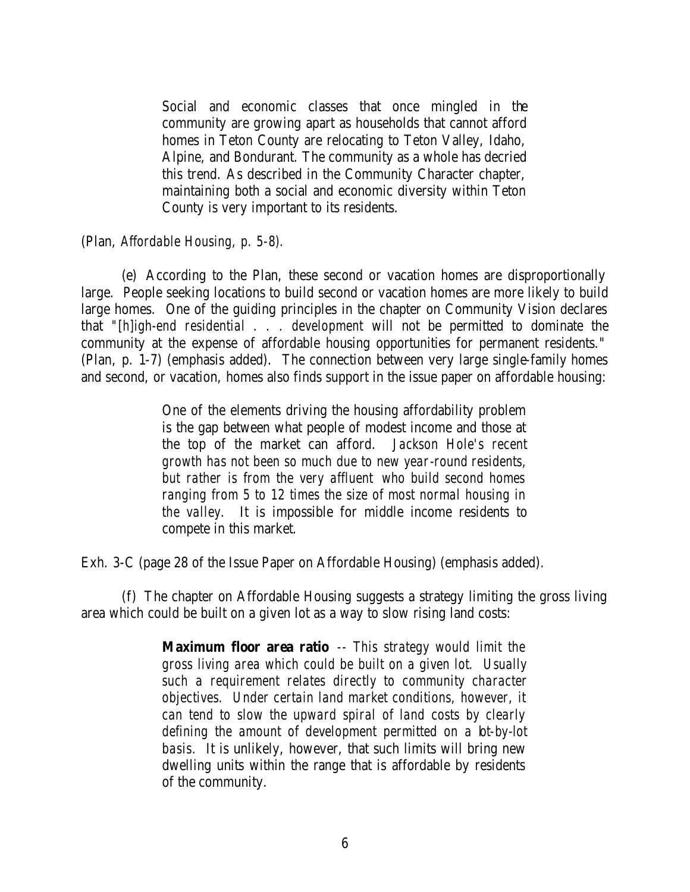> Social and economic classes that once mingled in the community are growing apart as households that cannot afford homes in Teton County are relocating to Teton Valley, Idaho, Alpine, and Bondurant. The community as a whole has decried this trend. As described in the Community Character chapter, maintaining both a social and economic diversity within Teton County is very important to its residents.

(Plan, *Affordable Housing*, p. 5-8).

(e) According to the Plan, these second or vacation homes are disproportionally large. People seeking locations to build second or vacation homes are more likely to build large homes. One of the guiding principles in the chapter on Community Vision declares that "*[h]igh-end residential . . . development* will not be permitted to dominate the community at the expense of affordable housing opportunities for permanent residents." (Plan, p. 1-7) (emphasis added). The connection between very large single-family homes and second, or vacation, homes also finds support in the issue paper on affordable housing:

> One of the elements driving the housing affordability problem is the gap between what people of modest income and those at the top of the market can afford. *Jackson Hole's recent growth has not been so much due to new year-round residents, but rather is from the very affluent who build second homes ranging from 5 to 12 times the size of most normal housing in the valley.* It is impossible for middle income residents to compete in this market.

Exh. 3-C (page 28 of the Issue Paper on Affordable Housing) (emphasis added).

(f) The chapter on Affordable Housing suggests a strategy limiting the gross living area which could be built on a given lot as a way to slow rising land costs:

> **Maximum floor area ratio** -- *This strategy would limit the gross living area which could be built on a given lot. Usually such a requirement relates directly to community character objectives. Under certain land market conditions, however, it can tend to slow the upward spiral of land costs by clearly defining the amount of development permitted on a lot-by-lot basis.* It is unlikely, however, that such limits will bring new dwelling units within the range that is affordable by residents of the community.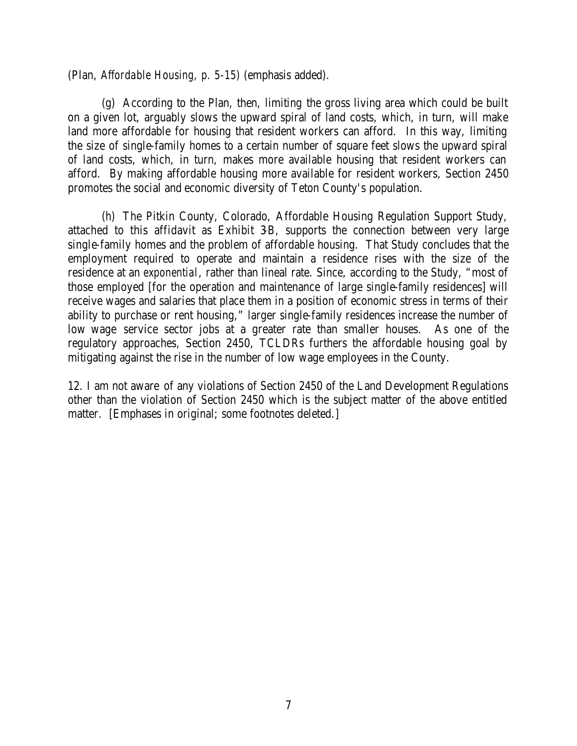(Plan, *Affordable Housing*, p. 5-15) (emphasis added).

(g) According to the Plan, then, limiting the gross living area which could be built on a given lot, arguably slows the upward spiral of land costs, which, in turn, will make land more affordable for housing that resident workers can afford. In this way, limiting the size of single-family homes to a certain number of square feet slows the upward spiral of land costs, which, in turn, makes more available housing that resident workers can afford. By making affordable housing more available for resident workers, Section 2450 promotes the social and economic diversity of Teton County's population.

(h) The Pitkin County, Colorado, Affordable Housing Regulation Support Study, attached to this affidavit as Exhibit 3-B, supports the connection between very large single-family homes and the problem of affordable housing. That Study concludes that the employment required to operate and maintain a residence rises with the size of the residence at an *exponential*, rather than lineal rate. Since, according to the Study, "most of those employed [for the operation and maintenance of large single-family residences] will receive wages and salaries that place them in a position of economic stress in terms of their ability to purchase or rent housing," larger single-family residences increase the number of low wage service sector jobs at a greater rate than smaller houses. As one of the regulatory approaches, Section 2450, TCLDRs furthers the affordable housing goal by mitigating against the rise in the number of low wage employees in the County.

12. I am not aware of any violations of Section 2450 of the Land Development Regulations other than the violation of Section 2450 which is the subject matter of the above entitled matter. [Emphases in original; some footnotes deleted.]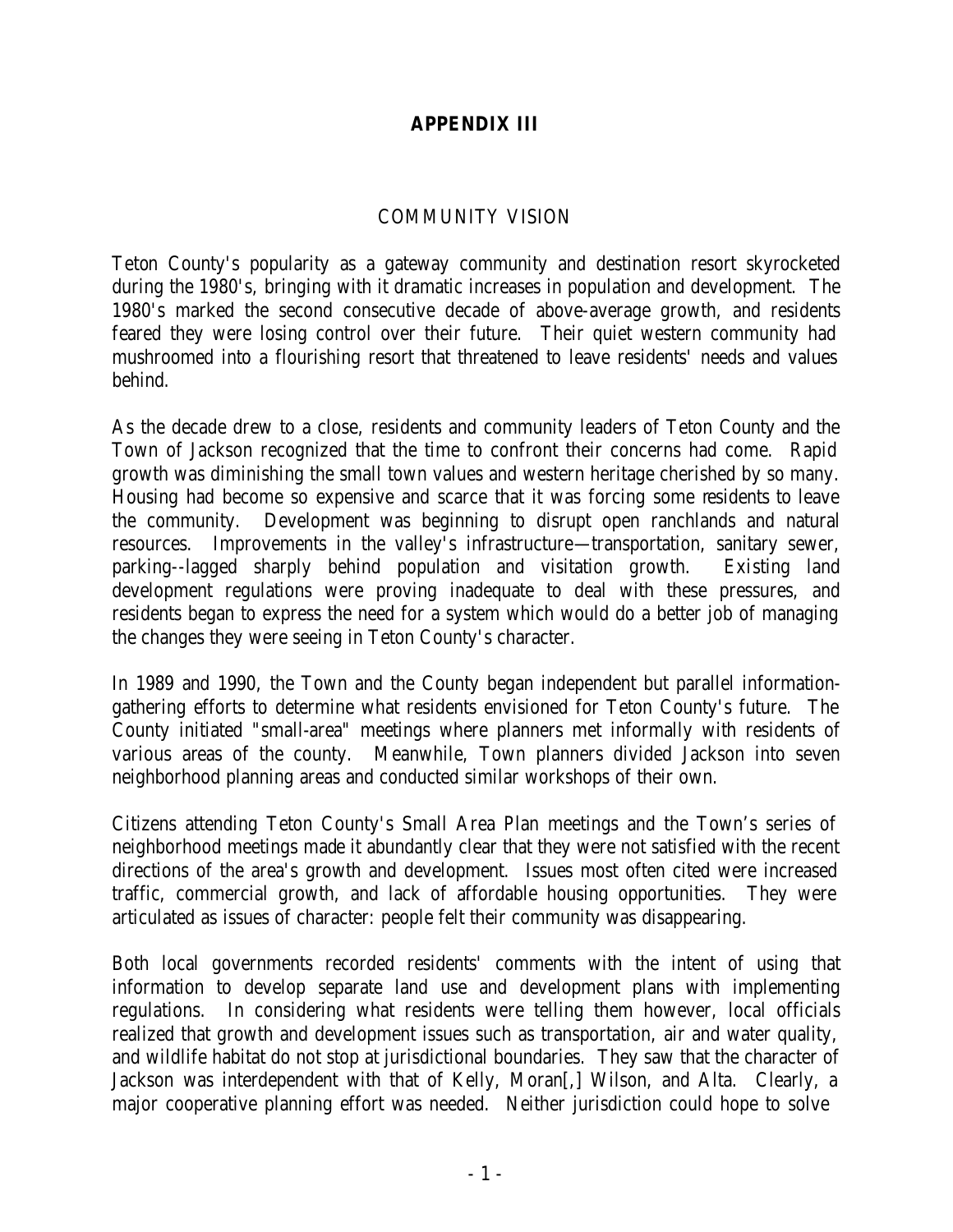# APPENDIX III

## COMMUNITY VISION

Teton County's popularity as a gateway community and destination resort skyrocketed during the 1980's, bringing with it dramatic increases in population and development. The 1980's marked the second consecutive decade of above-average growth, and residents feared they were losing control over their future. Their quiet western community had mushroomed into a flourishing resort that threatened to leave residents' needs and values behind.

As the decade drew to a close, residents and community leaders of Teton County and the Town of Jackson recognized that the time to confront their concerns had come. Rapid growth was diminishing the small town values and western heritage cherished by so many. Housing had become so expensive and scarce that it was forcing some residents to leave the community. Development was beginning to disrupt open ranchlands and natural resources. Improvements in the valley's infrastructure—transportation, sanitary sewer, parking--lagged sharply behind population and visitation growth. Existing land development regulations were proving inadequate to deal with these pressures, and residents began to express the need for a system which would do a better job of managing the changes they were seeing in Teton County's character.

In 1989 and 1990, the Town and the County began independent but parallel information-gathering efforts to determine what residents envisioned for Teton County's future. The County initiated "small-area" meetings where planners met informally with residents of various areas of the county. Meanwhile, Town planners divided Jackson into seven neighborhood planning areas and conducted similar workshops of their own.

Citizens attending Teton County's Small Area Plan meetings and the Town's series of neighborhood meetings made it abundantly clear that they were not satisfied with the recent directions of the area's growth and development. Issues most often cited were increased traffic, commercial growth, and lack of affordable housing opportunities. They were articulated as issues of character: people felt their community was disappearing.

Both local governments recorded residents' comments with the intent of using that information to develop separate land use and development plans with implementing regulations. In considering what residents were telling them however, local officials realized that growth and development issues such as transportation, air and water quality, and wildlife habitat do not stop at jurisdictional boundaries. They saw that the character of Jackson was interdependent with that of Kelly, Moran[,] Wilson, and Alta. Clearly, a major cooperative planning effort was needed. Neither jurisdiction could hope to solve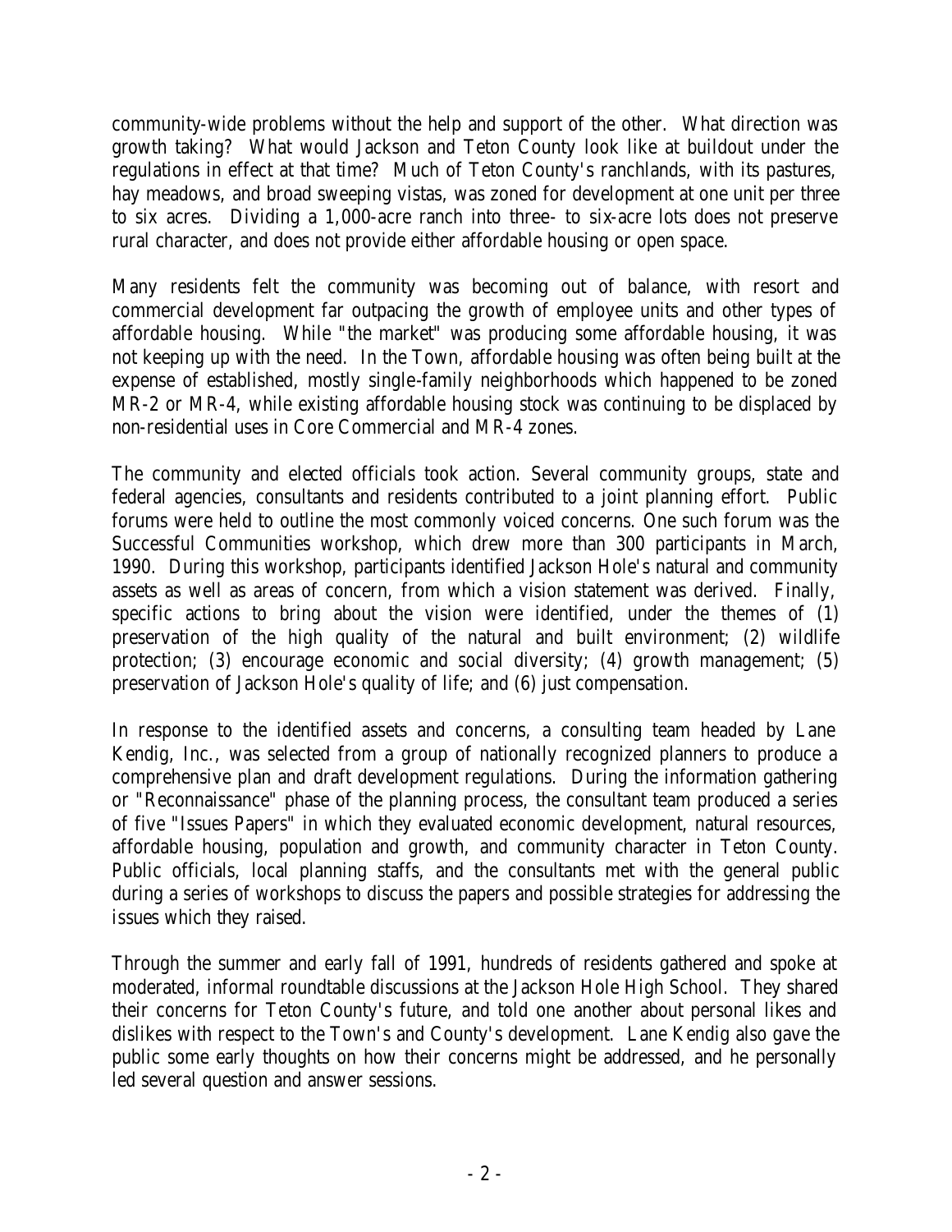community-wide problems without the help and support of the other. What direction was growth taking? What would Jackson and Teton County look like at buildout under the regulations in effect at that time? Much of Teton County's ranchlands, with its pastures, hay meadows, and broad sweeping vistas, was zoned for development at one unit per three to six acres. Dividing a 1,000-acre ranch into three- to six-acre lots does not preserve rural character, and does not provide either affordable housing or open space.

Many residents felt the community was becoming out of balance, with resort and commercial development far outpacing the growth of employee units and other types of affordable housing. While "the market" was producing some affordable housing, it was not keeping up with the need. In the Town, affordable housing was often being built at the expense of established, mostly single-family neighborhoods which happened to be zoned MR-2 or MR-4, while existing affordable housing stock was continuing to be displaced by non-residential uses in Core Commercial and MR-4 zones.

The community and elected officials took action. Several community groups, state and federal agencies, consultants and residents contributed to a joint planning effort. Public forums were held to outline the most commonly voiced concerns. One such forum was the Successful Communities workshop, which drew more than 300 participants in March, 1990. During this workshop, participants identified Jackson Hole's natural and community assets as well as areas of concern, from which a vision statement was derived. Finally, specific actions to bring about the vision were identified, under the themes of (1) preservation of the high quality of the natural and built environment; (2) wildlife protection; (3) encourage economic and social diversity; (4) growth management; (5) preservation of Jackson Hole's quality of life; and (6) just compensation.

In response to the identified assets and concerns, a consulting team headed by Lane Kendig, Inc., was selected from a group of nationally recognized planners to produce a comprehensive plan and draft development regulations. During the information gathering or "Reconnaissance" phase of the planning process, the consultant team produced a series of five "Issues Papers" in which they evaluated economic development, natural resources, affordable housing, population and growth, and community character in Teton County. Public officials, local planning staffs, and the consultants met with the general public during a series of workshops to discuss the papers and possible strategies for addressing the issues which they raised.

Through the summer and early fall of 1991, hundreds of residents gathered and spoke at moderated, informal roundtable discussions at the Jackson Hole High School. They shared their concerns for Teton County's future, and told one another about personal likes and dislikes with respect to the Town's and County's development. Lane Kendig also gave the public some early thoughts on how their concerns might be addressed, and he personally led several question and answer sessions.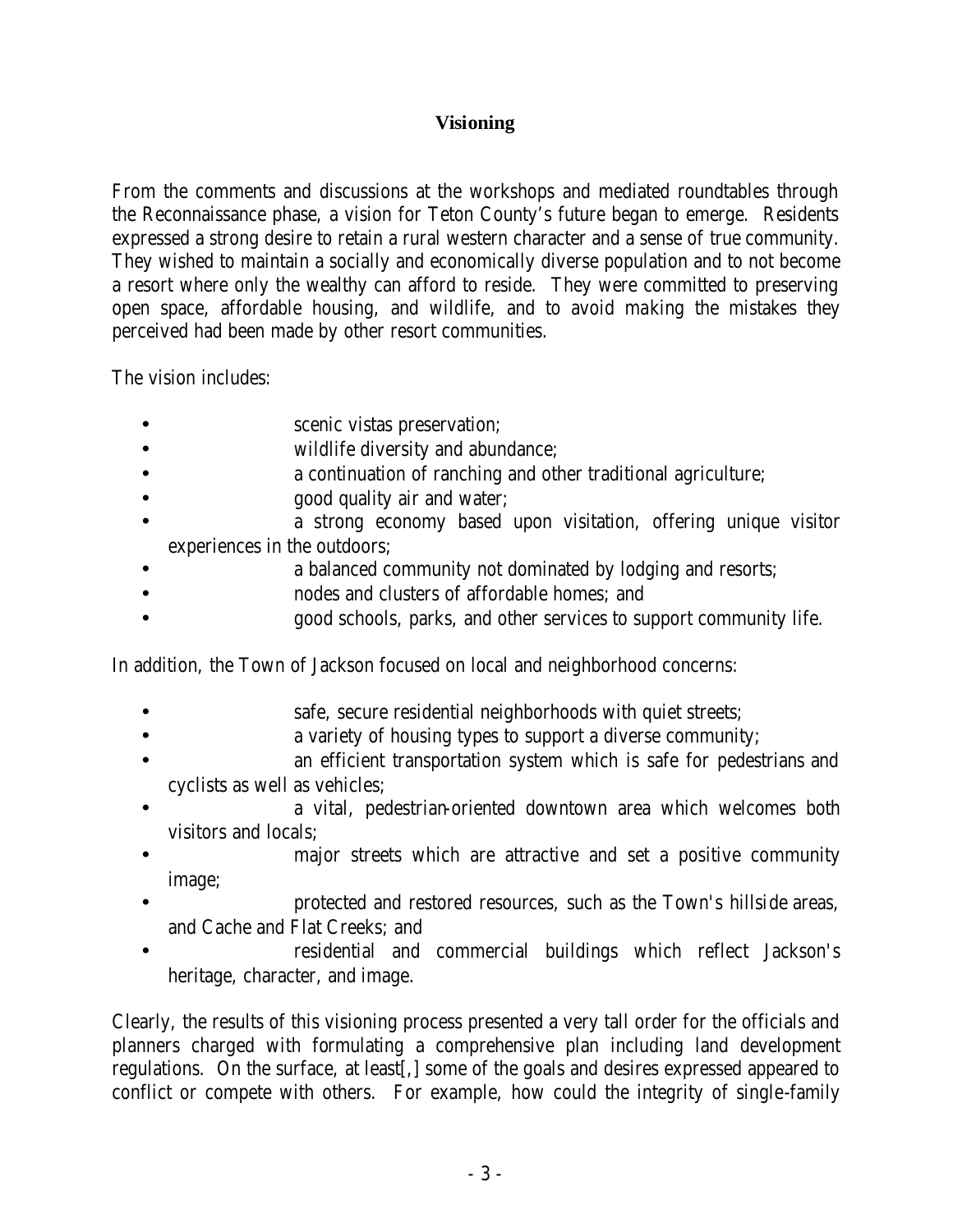## Visioning

From the comments and discussions at the workshops and mediated roundtables through the Reconnaissance phase, a vision for Teton County's future began to emerge. Residents expressed a strong desire to retain a rural western character and a sense of true community. They wished to maintain a socially and economically diverse population and to not become a resort where only the wealthy can afford to reside. They were committed to preserving open space, affordable housing, and wildlife, and to avoid making the mistakes they perceived had been made by other resort communities.

The vision includes:

- scenic vistas preservation;
- wildlife diversity and abundance;
- a continuation of ranching and other traditional agriculture;
- good quality air and water;
- a strong economy based upon visitation, offering unique visitor experiences in the outdoors;
- a balanced community not dominated by lodging and resorts;
- nodes and clusters of affordable homes; and
- good schools, parks, and other services to support community life.

In addition, the Town of Jackson focused on local and neighborhood concerns:

- safe, secure residential neighborhoods with quiet streets;
- a variety of housing types to support a diverse community;
- an efficient transportation system which is safe for pedestrians and cyclists as well as vehicles;
- a vital, pedestrian-oriented downtown area which welcomes both visitors and locals;
- major streets which are attractive and set a positive community image;
- protected and restored resources, such as the Town's hillside areas, and Cache and Flat Creeks; and
- residential and commercial buildings which reflect Jackson's heritage, character, and image.

Clearly, the results of this visioning process presented a very tall order for the officials and planners charged with formulating a comprehensive plan including land development regulations. On the surface, at least[,] some of the goals and desires expressed appeared to conflict or compete with others. For example, how could the integrity of single-family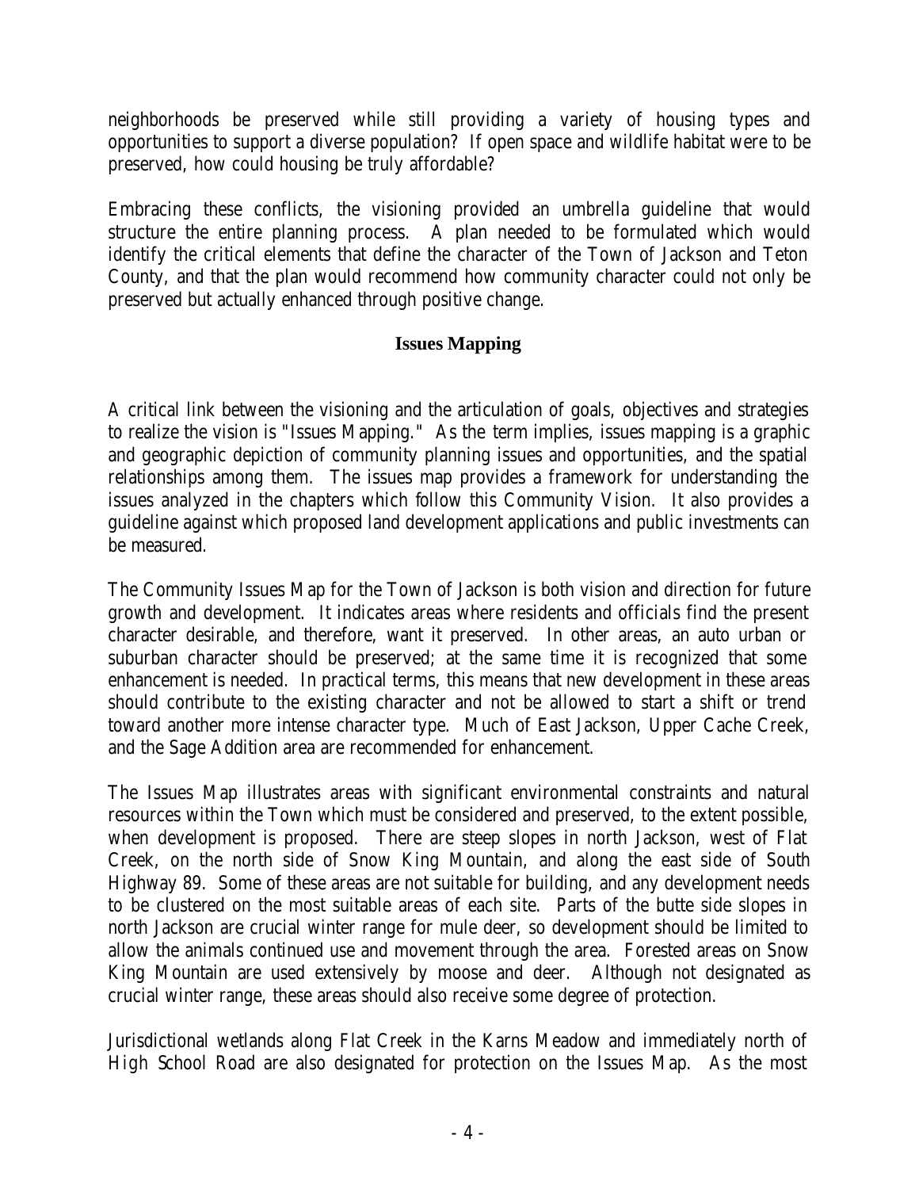neighborhoods be preserved while still providing a variety of housing types and opportunities to support a diverse population? If open space and wildlife habitat were to be preserved, how could housing be truly affordable?

Embracing these conflicts, the visioning provided an umbrella guideline that would structure the entire planning process. A plan needed to be formulated which would identify the critical elements that define the character of the Town of Jackson and Teton County, and that the plan would recommend how community character could not only be preserved but actually enhanced through positive change.

## Issues Mapping

A critical link between the visioning and the articulation of goals, objectives and strategies to realize the vision is "Issues Mapping." As the term implies, issues mapping is a graphic and geographic depiction of community planning issues and opportunities, and the spatial relationships among them. The issues map provides a framework for understanding the issues analyzed in the chapters which follow this Community Vision. It also provides a guideline against which proposed land development applications and public investments can be measured.

The Community Issues Map for the Town of Jackson is both vision and direction for future growth and development. It indicates areas where residents and officials find the present character desirable, and therefore, want it preserved. In other areas, an auto urban or suburban character should be preserved; at the same time it is recognized that some enhancement is needed. In practical terms, this means that new development in these areas should contribute to the existing character and not be allowed to start a shift or trend toward another more intense character type. Much of East Jackson, Upper Cache Creek, and the Sage Addition area are recommended for enhancement.

The Issues Map illustrates areas with significant environmental constraints and natural resources within the Town which must be considered and preserved, to the extent possible, when development is proposed. There are steep slopes in north Jackson, west of Flat Creek, on the north side of Snow King Mountain, and along the east side of South Highway 89. Some of these areas are not suitable for building, and any development needs to be clustered on the most suitable areas of each site. Parts of the butte side slopes in north Jackson are crucial winter range for mule deer, so development should be limited to allow the animals continued use and movement through the area. Forested areas on Snow King Mountain are used extensively by moose and deer. Although not designated as crucial winter range, these areas should also receive some degree of protection.

Jurisdictional wetlands along Flat Creek in the Karns Meadow and immediately north of High School Road are also designated for protection on the Issues Map. As the most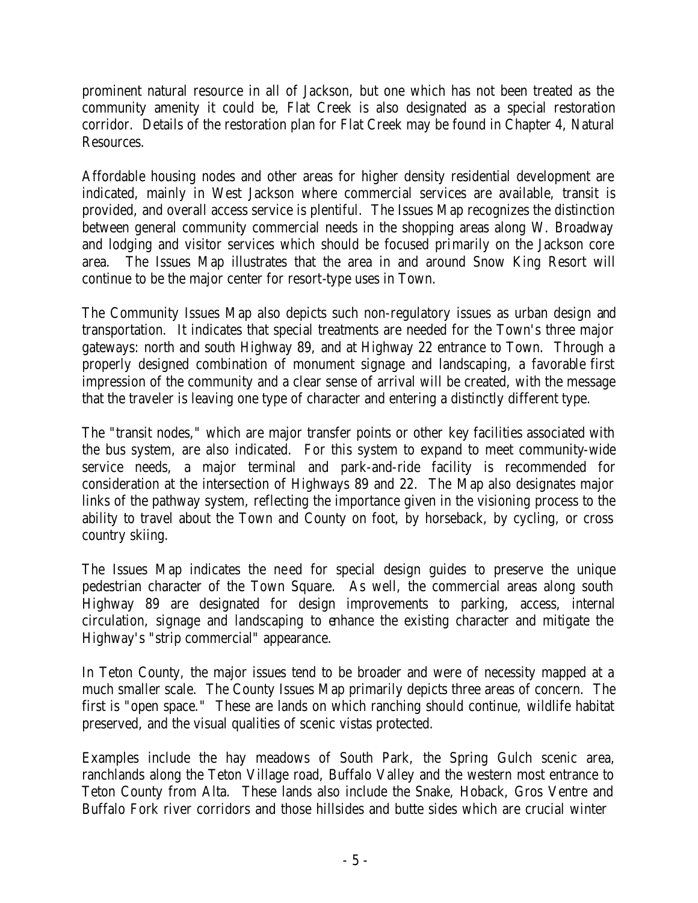prominent natural resource in all of Jackson, but one which has not been treated as the community amenity it could be, Flat Creek is also designated as a special restoration corridor. Details of the restoration plan for Flat Creek may be found in Chapter 4, Natural Resources.

Affordable housing nodes and other areas for higher density residential development are indicated, mainly in West Jackson where commercial services are available, transit is provided, and overall access service is plentiful. The Issues Map recognizes the distinction between general community commercial needs in the shopping areas along W. Broadway and lodging and visitor services which should be focused primarily on the Jackson core area. The Issues Map illustrates that the area in and around Snow King Resort will continue to be the major center for resort-type uses in Town.

The Community Issues Map also depicts such non-regulatory issues as urban design and transportation. It indicates that special treatments are needed for the Town's three major gateways: north and south Highway 89, and at Highway 22 entrance to Town. Through a properly designed combination of monument signage and landscaping, a favorable first impression of the community and a clear sense of arrival will be created, with the message that the traveler is leaving one type of character and entering a distinctly different type.

The "transit nodes," which are major transfer points or other key facilities associated with the bus system, are also indicated. For this system to expand to meet community-wide service needs, a major terminal and park-and-ride facility is recommended for consideration at the intersection of Highways 89 and 22. The Map also designates major links of the pathway system, reflecting the importance given in the visioning process to the ability to travel about the Town and County on foot, by horseback, by cycling, or cross country skiing.

The Issues Map indicates the need for special design guides to preserve the unique pedestrian character of the Town Square. As well, the commercial areas along south Highway 89 are designated for design improvements to parking, access, internal circulation, signage and landscaping to enhance the existing character and mitigate the Highway's "strip commercial" appearance.

In Teton County, the major issues tend to be broader and were of necessity mapped at a much smaller scale. The County Issues Map primarily depicts three areas of concern. The first is "open space." These are lands on which ranching should continue, wildlife habitat preserved, and the visual qualities of scenic vistas protected.

Examples include the hay meadows of South Park, the Spring Gulch scenic area, ranchlands along the Teton Village road, Buffalo Valley and the western most entrance to Teton County from Alta. These lands also include the Snake, Hoback, Gros Ventre and Buffalo Fork river corridors and those hillsides and butte sides which are crucial winter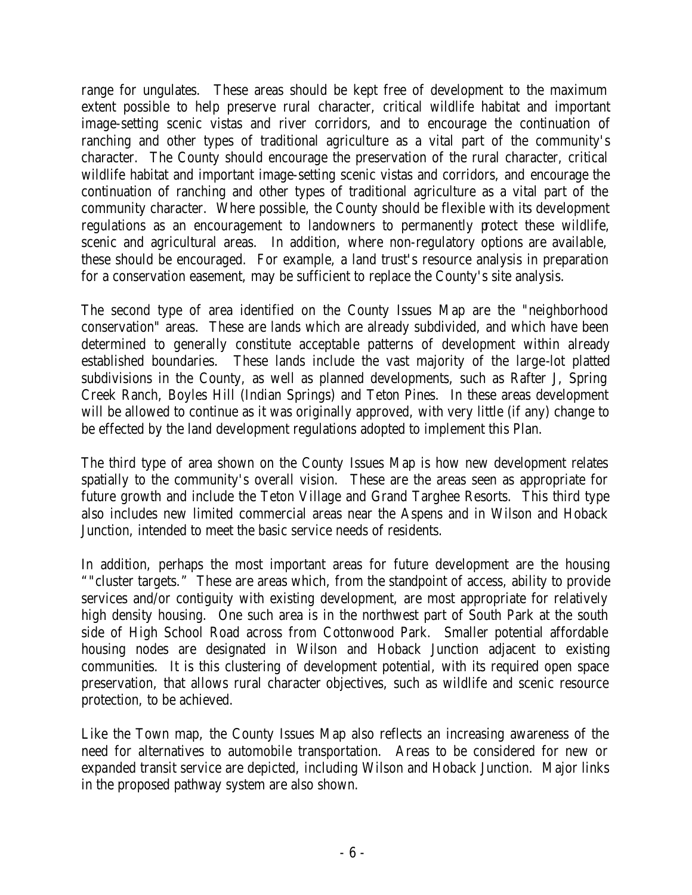range for ungulates. These areas should be kept free of development to the maximum extent possible to help preserve rural character, critical wildlife habitat and important image-setting scenic vistas and river corridors, and to encourage the continuation of ranching and other types of traditional agriculture as a vital part of the community's character. The County should encourage the preservation of the rural character, critical wildlife habitat and important image-setting scenic vistas and corridors, and encourage the continuation of ranching and other types of traditional agriculture as a vital part of the community character. Where possible, the County should be flexible with its development regulations as an encouragement to landowners to permanently protect these wildlife, scenic and agricultural areas. In addition, where non-regulatory options are available, these should be encouraged. For example, a land trust's resource analysis in preparation for a conservation easement, may be sufficient to replace the County's site analysis.

The second type of area identified on the County Issues Map are the "neighborhood conservation" areas. These are lands which are already subdivided, and which have been determined to generally constitute acceptable patterns of development within already established boundaries. These lands include the vast majority of the large-lot platted subdivisions in the County, as well as planned developments, such as Rafter J, Spring Creek Ranch, Boyles Hill (Indian Springs) and Teton Pines. In these areas development will be allowed to continue as it was originally approved, with very little (if any) change to be effected by the land development regulations adopted to implement this Plan.

The third type of area shown on the County Issues Map is how new development relates spatially to the community's overall vision. These are the areas seen as appropriate for future growth and include the Teton Village and Grand Targhee Resorts. This third type also includes new limited commercial areas near the Aspens and in Wilson and Hoback Junction, intended to meet the basic service needs of residents.

In addition, perhaps the most important areas for future development are the housing ""cluster targets." These are areas which, from the standpoint of access, ability to provide services and/or contiguity with existing development, are most appropriate for relatively high density housing. One such area is in the northwest part of South Park at the south side of High School Road across from Cottonwood Park. Smaller potential affordable housing nodes are designated in Wilson and Hoback Junction adjacent to existing communities. It is this clustering of development potential, with its required open space preservation, that allows rural character objectives, such as wildlife and scenic resource protection, to be achieved.

Like the Town map, the County Issues Map also reflects an increasing awareness of the need for alternatives to automobile transportation. Areas to be considered for new or expanded transit service are depicted, including Wilson and Hoback Junction. Major links in the proposed pathway system are also shown.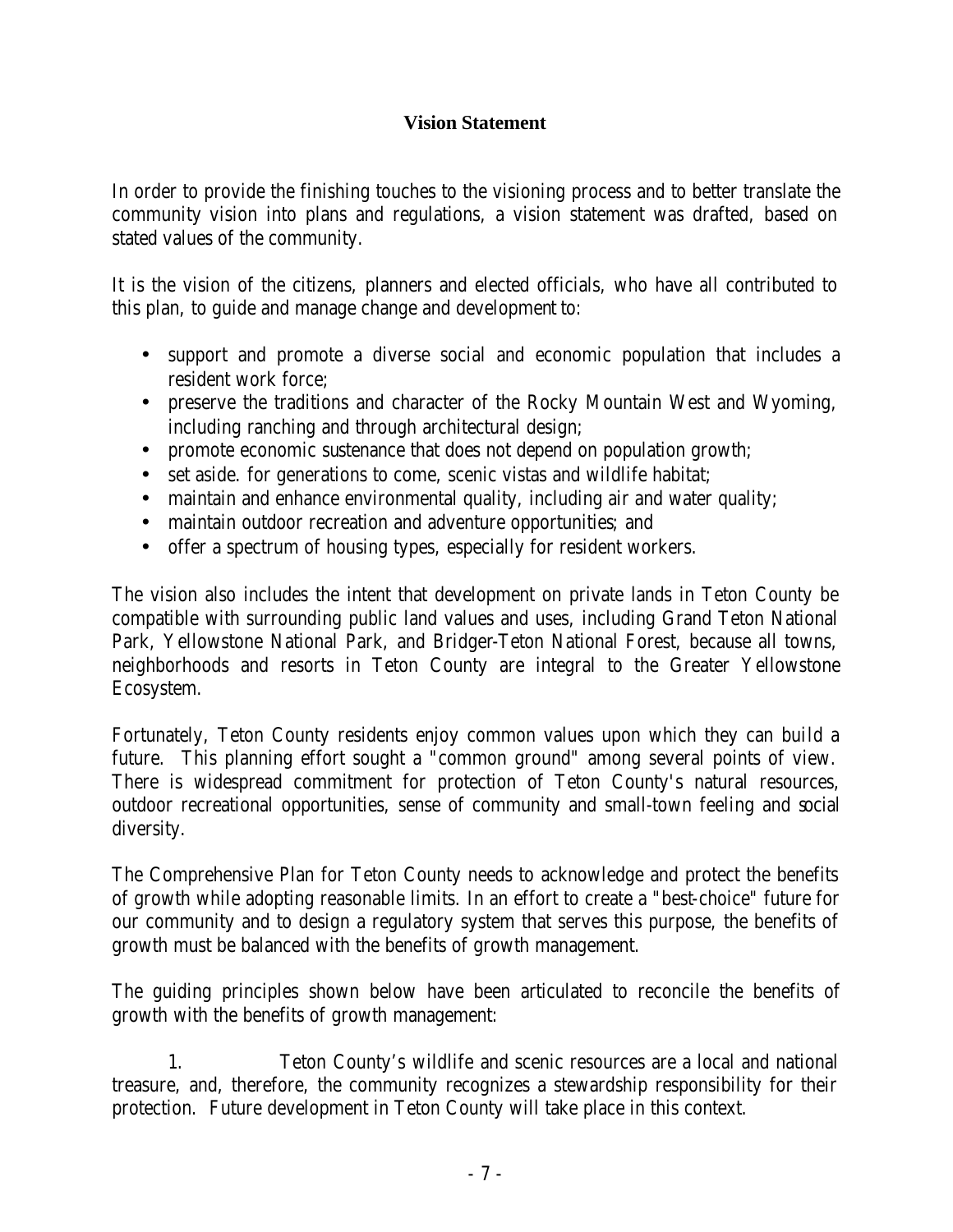## Vision Statement

In order to provide the finishing touches to the visioning process and to better translate the community vision into plans and regulations, a vision statement was drafted, based on stated values of the community.

It is the vision of the citizens, planners and elected officials, who have all contributed to this plan, to guide and manage change and development to:

- support and promote a diverse social and economic population that includes a resident work force;
- preserve the traditions and character of the Rocky Mountain West and Wyoming, including ranching and through architectural design;
- promote economic sustenance that does not depend on population growth;
- set aside. for generations to come, scenic vistas and wildlife habitat;
- maintain and enhance environmental quality, including air and water quality;
- maintain outdoor recreation and adventure opportunities; and
- offer a spectrum of housing types, especially for resident workers.

The vision also includes the intent that development on private lands in Teton County be compatible with surrounding public land values and uses, including Grand Teton National Park, Yellowstone National Park, and Bridger-Teton National Forest, because all towns, neighborhoods and resorts in Teton County are integral to the Greater Yellowstone Ecosystem.

Fortunately, Teton County residents enjoy common values upon which they can build a future. This planning effort sought a "common ground" among several points of view. There is widespread commitment for protection of Teton County's natural resources, outdoor recreational opportunities, sense of community and small-town feeling and social diversity.

The Comprehensive Plan for Teton County needs to acknowledge and protect the benefits of growth while adopting reasonable limits. In an effort to create a "best-choice" future for our community and to design a regulatory system that serves this purpose, the benefits of growth must be balanced with the benefits of growth management.

The guiding principles shown below have been articulated to reconcile the benefits of growth with the benefits of growth management:

1. Teton County's wildlife and scenic resources are a local and national treasure, and, therefore, the community recognizes a stewardship responsibility for their protection. Future development in Teton County will take place in this context.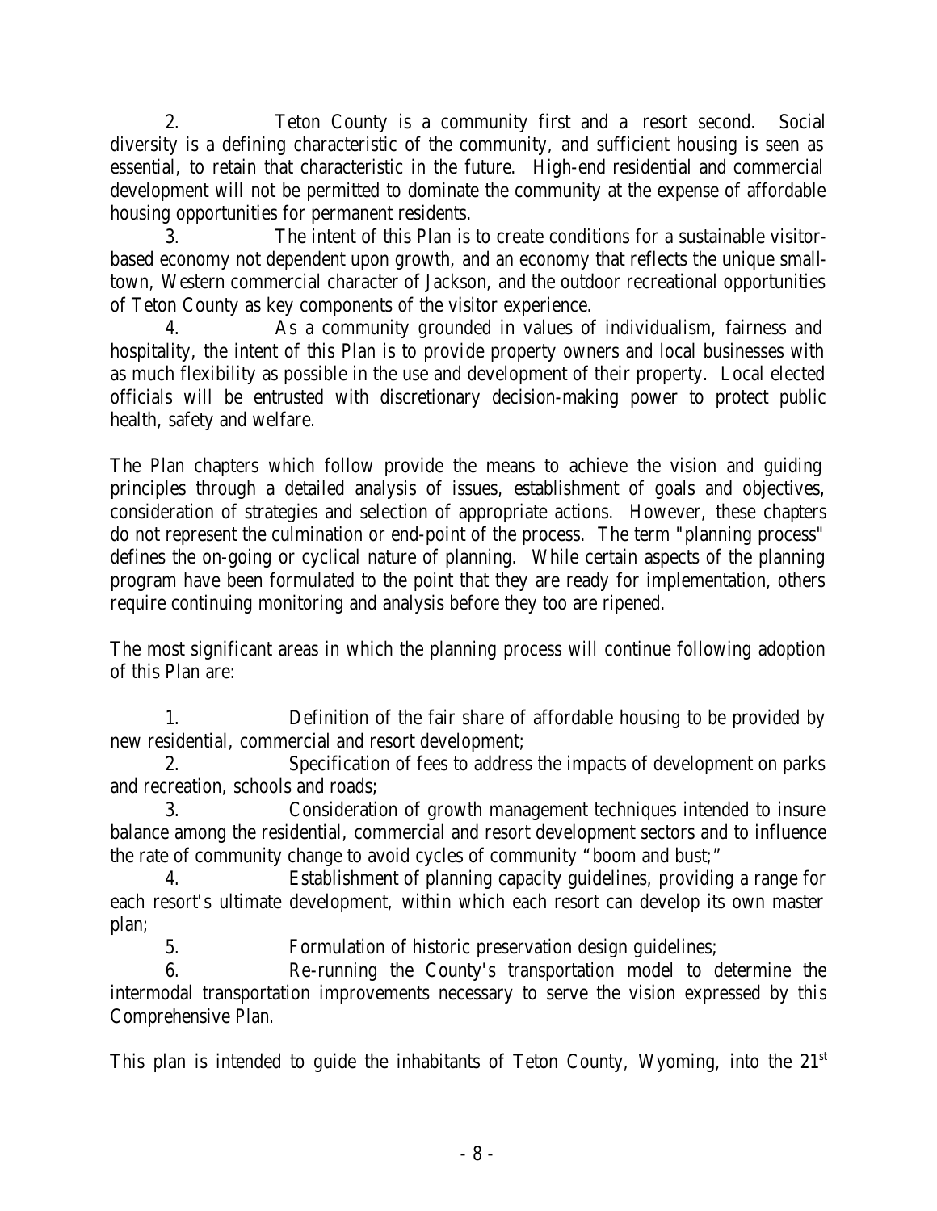2. Teton County is a community first and a resort second. Social diversity is a defining characteristic of the community, and sufficient housing is seen as essential, to retain that characteristic in the future. High-end residential and commercial development will not be permitted to dominate the community at the expense of affordable housing opportunities for permanent residents.

3. The intent of this Plan is to create conditions for a sustainable visitor-based economy not dependent upon growth, and an economy that reflects the unique small-town, Western commercial character of Jackson, and the outdoor recreational opportunities of Teton County as key components of the visitor experience.

4. As a community grounded in values of individualism, fairness and hospitality, the intent of this Plan is to provide property owners and local businesses with as much flexibility as possible in the use and development of their property. Local elected officials will be entrusted with discretionary decision-making power to protect public health, safety and welfare.

The Plan chapters which follow provide the means to achieve the vision and guiding principles through a detailed analysis of issues, establishment of goals and objectives, consideration of strategies and selection of appropriate actions. However, these chapters do not represent the culmination or end-point of the process. The term "planning process" defines the on-going or cyclical nature of planning. While certain aspects of the planning program have been formulated to the point that they are ready for implementation, others require continuing monitoring and analysis before they too are ripened.

The most significant areas in which the planning process will continue following adoption of this Plan are:

1. Definition of the fair share of affordable housing to be provided by new residential, commercial and resort development;
2. Specification of fees to address the impacts of development on parks and recreation, schools and roads;
3. Consideration of growth management techniques intended to insure balance among the residential, commercial and resort development sectors and to influence the rate of community change to avoid cycles of community "boom and bust;"
4. Establishment of planning capacity guidelines, providing a range for each resort's ultimate development, within which each resort can develop its own master plan;
5. Formulation of historic preservation design guidelines;
6. Re-running the County's transportation model to determine the intermodal transportation improvements necessary to serve the vision expressed by this Comprehensive Plan.

This plan is intended to guide the inhabitants of Teton County, Wyoming, into the 21st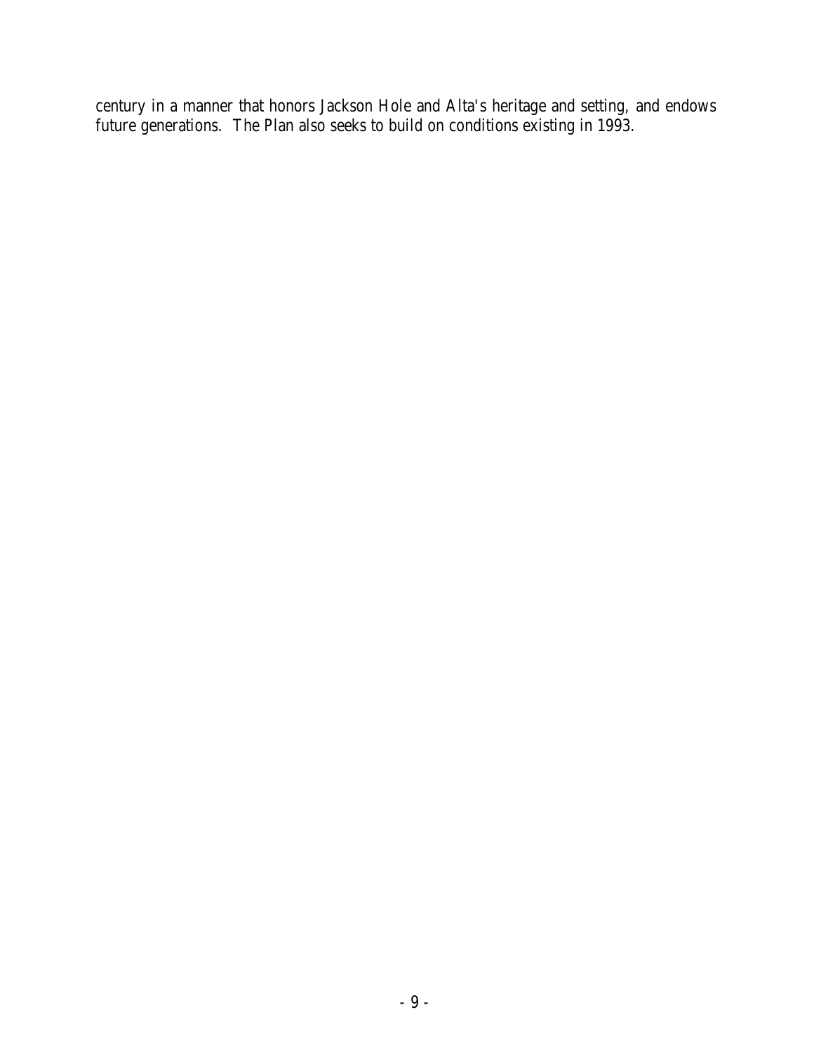century in a manner that honors Jackson Hole and Alta's heritage and setting, and endows future generations. The Plan also seeks to build on conditions existing in 1993.